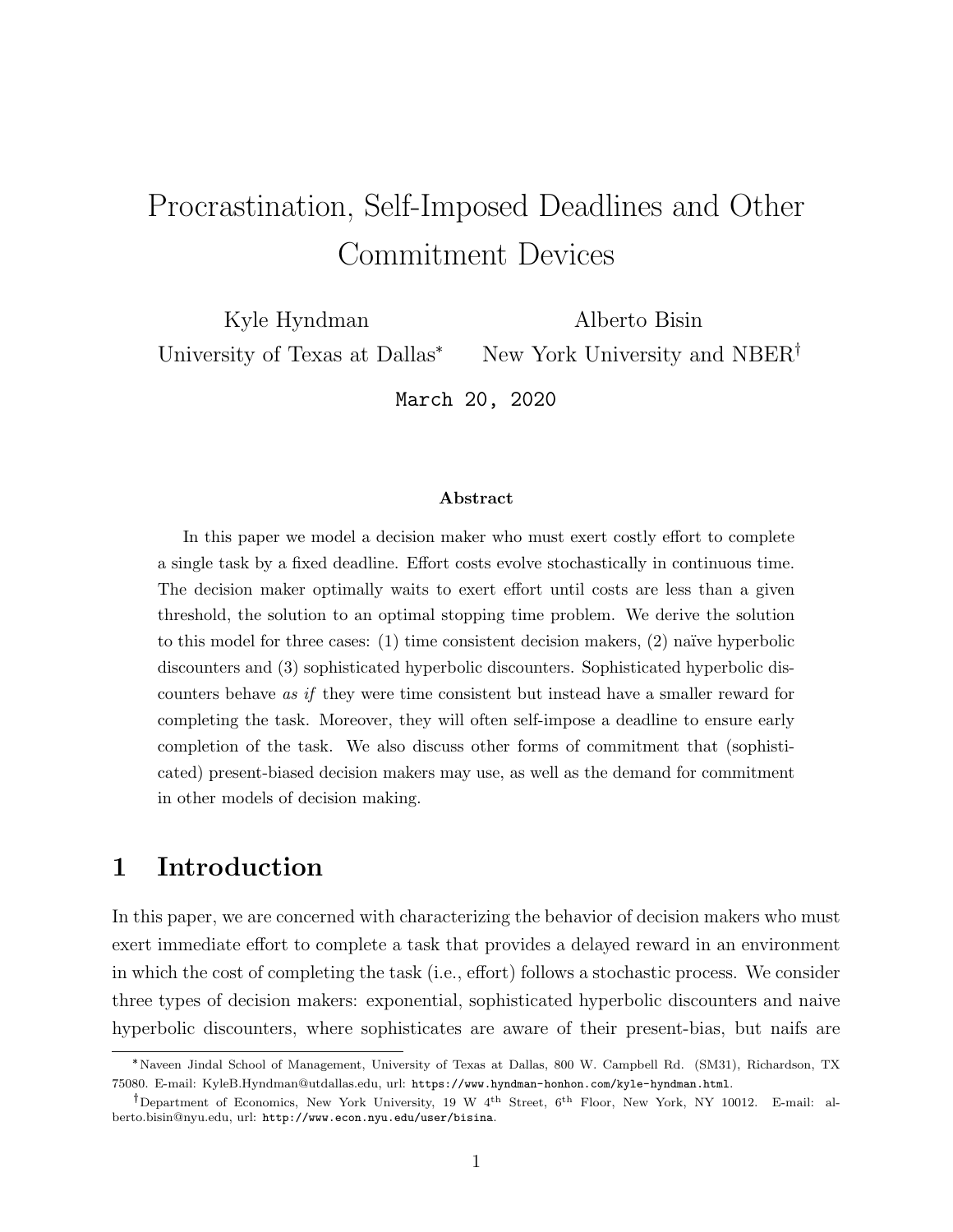# Procrastination, Self-Imposed Deadlines and Other Commitment Devices

Kyle Hyndman
University of Texas at Dallas*

Alberto Bisin
New York University and NBER†

March 20, 2020

**Abstract**

In this paper we model a decision maker who must exert costly effort to complete a single task by a fixed deadline. Effort costs evolve stochastically in continuous time. The decision maker optimally waits to exert effort until costs are less than a given threshold, the solution to an optimal stopping time problem. We derive the solution to this model for three cases: (1) time consistent decision makers, (2) naïve hyperbolic discounters and (3) sophisticated hyperbolic discounters. Sophisticated hyperbolic discounters behave *as if* they were time consistent but instead have a smaller reward for completing the task. Moreover, they will often self-impose a deadline to ensure early completion of the task. We also discuss other forms of commitment that (sophisticated) present-biased decision makers may use, as well as the demand for commitment in other models of decision making.

## 1 Introduction

In this paper, we are concerned with characterizing the behavior of decision makers who must exert immediate effort to complete a task that provides a delayed reward in an environment in which the cost of completing the task (i.e., effort) follows a stochastic process. We consider three types of decision makers: exponential, sophisticated hyperbolic discounters and naive hyperbolic discounters, where sophisticates are aware of their present-bias, but naifs are

*Naveen Jindal School of Management, University of Texas at Dallas, 800 W. Campbell Rd. (SM31), Richardson, TX 75080. E-mail: KyleB.Hyndman@utdallas.edu, url: https://www.hyndman-honhon.com/kyle-hyndman.html.

†Department of Economics, New York University, 19 W 4th Street, 6th Floor, New York, NY 10012. E-mail: alberto.bisin@nyu.edu, url: http://www.econ.nyu.edu/user/bisina.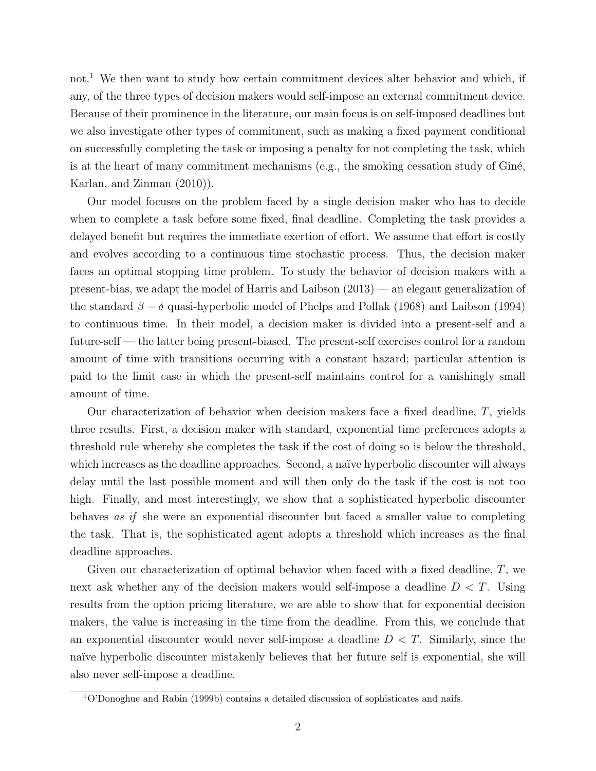not.[1] We then want to study how certain commitment devices alter behavior and which, if any, of the three types of decision makers would self-impose an external commitment device. Because of their prominence in the literature, our main focus is on self-imposed deadlines but we also investigate other types of commitment, such as making a fixed payment conditional on successfully completing the task or imposing a penalty for not completing the task, which is at the heart of many commitment mechanisms (e.g., the smoking cessation study of Giné, Karlan, and Zinman (2010)).

Our model focuses on the problem faced by a single decision maker who has to decide when to complete a task before some fixed, final deadline. Completing the task provides a delayed benefit but requires the immediate exertion of effort. We assume that effort is costly and evolves according to a continuous time stochastic process. Thus, the decision maker faces an optimal stopping time problem. To study the behavior of decision makers with a present-bias, we adapt the model of Harris and Laibson (2013) — an elegant generalization of the standard $\beta - \delta$ quasi-hyperbolic model of Phelps and Pollak (1968) and Laibson (1994) to continuous time. In their model, a decision maker is divided into a present-self and a future-self — the latter being present-biased. The present-self exercises control for a random amount of time with transitions occurring with a constant hazard; particular attention is paid to the limit case in which the present-self maintains control for a vanishingly small amount of time.

Our characterization of behavior when decision makers face a fixed deadline, $T$, yields three results. First, a decision maker with standard, exponential time preferences adopts a threshold rule whereby she completes the task if the cost of doing so is below the threshold, which increases as the deadline approaches. Second, a naïve hyperbolic discounter will always delay until the last possible moment and will then only do the task if the cost is not too high. Finally, and most interestingly, we show that a sophisticated hyperbolic discounter behaves *as if* she were an exponential discounter but faced a smaller value to completing the task. That is, the sophisticated agent adopts a threshold which increases as the final deadline approaches.

Given our characterization of optimal behavior when faced with a fixed deadline, $T$, we next ask whether any of the decision makers would self-impose a deadline $D < T$. Using results from the option pricing literature, we are able to show that for exponential decision makers, the value is increasing in the time from the deadline. From this, we conclude that an exponential discounter would never self-impose a deadline $D < T$. Similarly, since the naïve hyperbolic discounter mistakenly believes that her future self is exponential, she will also never self-impose a deadline.

[1] O'Donoghue and Rabin (1999b) contains a detailed discussion of sophisticates and naifs.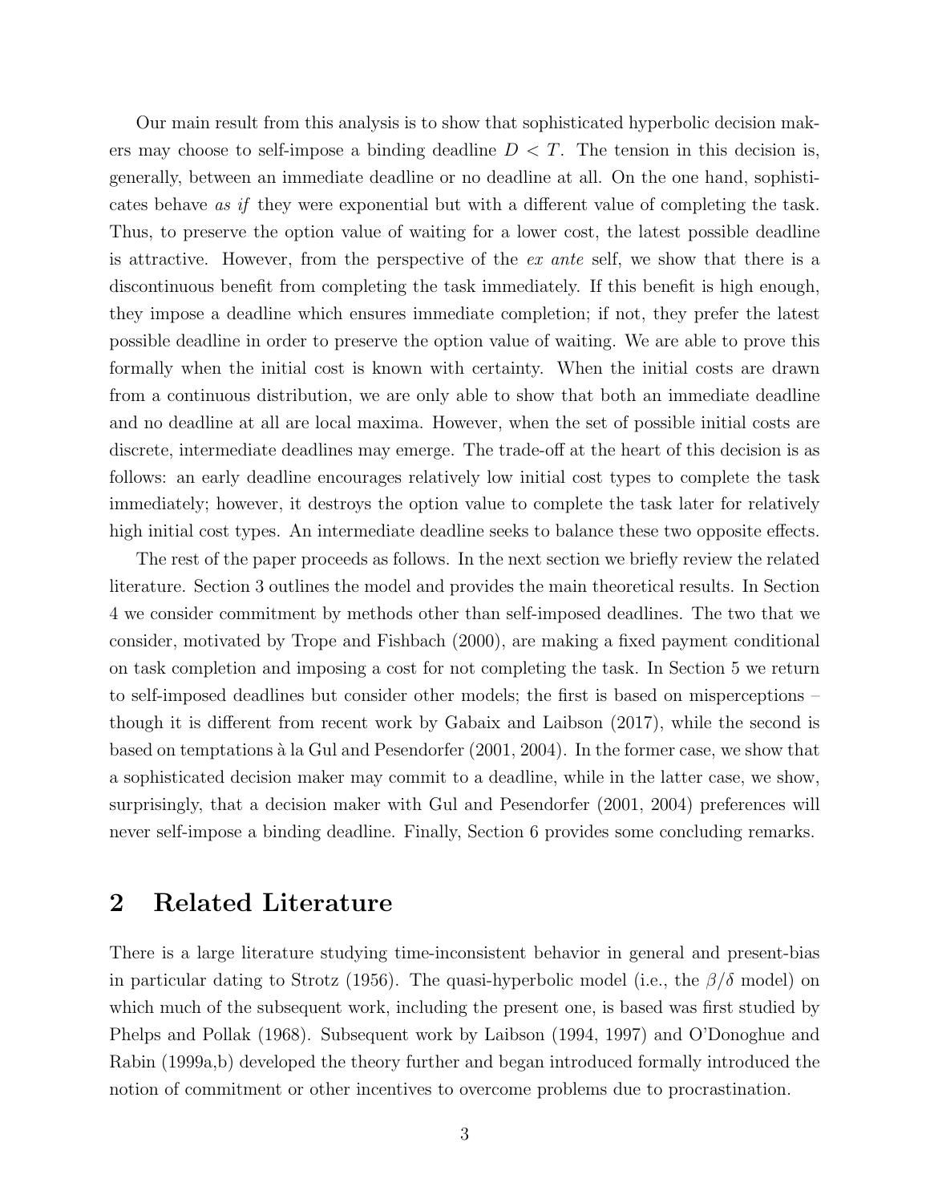Our main result from this analysis is to show that sophisticated hyperbolic decision makers may choose to self-impose a binding deadline $D < T$. The tension in this decision is, generally, between an immediate deadline or no deadline at all. On the one hand, sophisticates behave *as if* they were exponential but with a different value of completing the task. Thus, to preserve the option value of waiting for a lower cost, the latest possible deadline is attractive. However, from the perspective of the *ex ante* self, we show that there is a discontinuous benefit from completing the task immediately. If this benefit is high enough, they impose a deadline which ensures immediate completion; if not, they prefer the latest possible deadline in order to preserve the option value of waiting. We are able to prove this formally when the initial cost is known with certainty. When the initial costs are drawn from a continuous distribution, we are only able to show that both an immediate deadline and no deadline at all are local maxima. However, when the set of possible initial costs are discrete, intermediate deadlines may emerge. The trade-off at the heart of this decision is as follows: an early deadline encourages relatively low initial cost types to complete the task immediately; however, it destroys the option value to complete the task later for relatively high initial cost types. An intermediate deadline seeks to balance these two opposite effects.

The rest of the paper proceeds as follows. In the next section we briefly review the related literature. Section 3 outlines the model and provides the main theoretical results. In Section 4 we consider commitment by methods other than self-imposed deadlines. The two that we consider, motivated by Trope and Fishbach (2000), are making a fixed payment conditional on task completion and imposing a cost for not completing the task. In Section 5 we return to self-imposed deadlines but consider other models; the first is based on misperceptions – though it is different from recent work by Gabaix and Laibson (2017), while the second is based on temptations à la Gul and Pesendorfer (2001, 2004). In the former case, we show that a sophisticated decision maker may commit to a deadline, while in the latter case, we show, surprisingly, that a decision maker with Gul and Pesendorfer (2001, 2004) preferences will never self-impose a binding deadline. Finally, Section 6 provides some concluding remarks.

## 2 Related Literature

There is a large literature studying time-inconsistent behavior in general and present-bias in particular dating to Strotz (1956). The quasi-hyperbolic model (i.e., the $\beta/\delta$ model) on which much of the subsequent work, including the present one, is based was first studied by Phelps and Pollak (1968). Subsequent work by Laibson (1994, 1997) and O'Donoghue and Rabin (1999a,b) developed the theory further and began introduced formally introduced the notion of commitment or other incentives to overcome problems due to procrastination.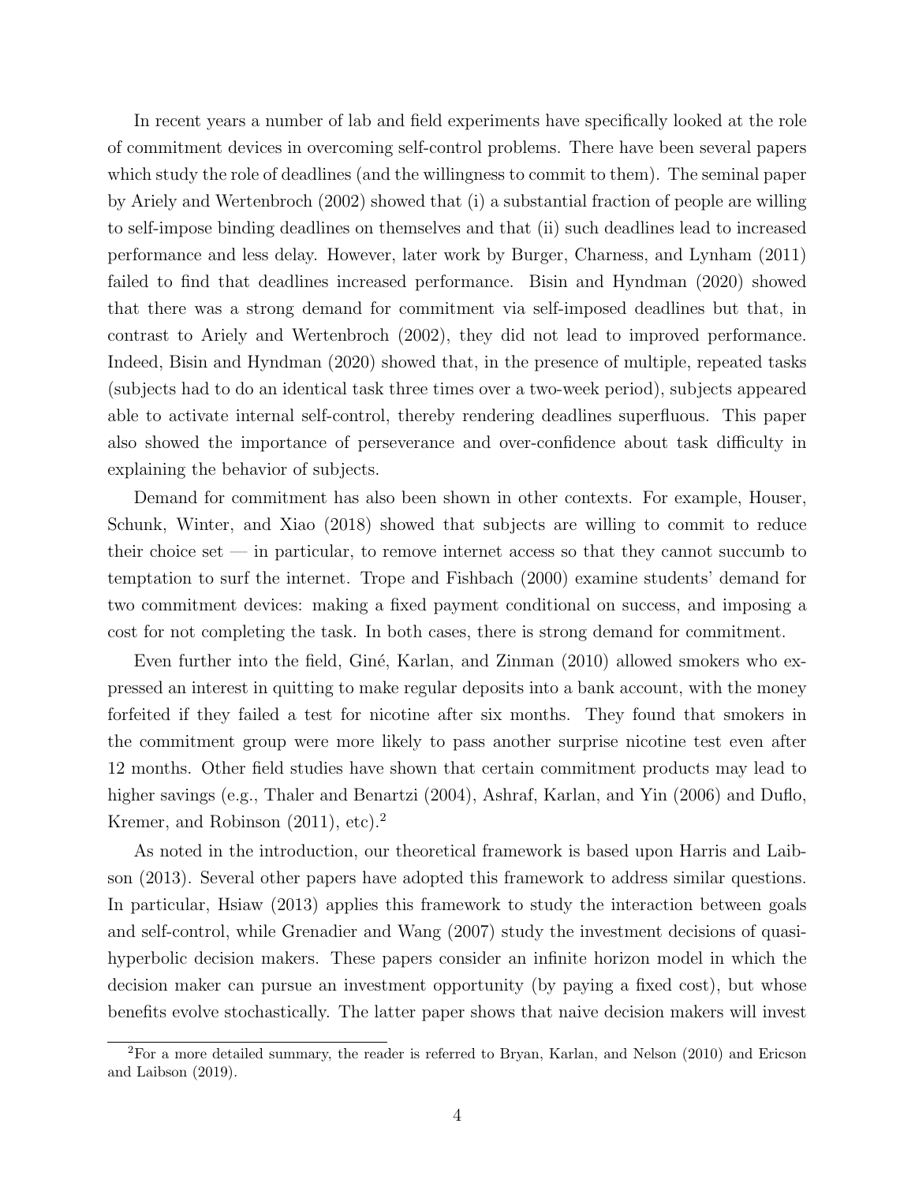In recent years a number of lab and field experiments have specifically looked at the role of commitment devices in overcoming self-control problems. There have been several papers which study the role of deadlines (and the willingness to commit to them). The seminal paper by Ariely and Wertenbroch (2002) showed that (i) a substantial fraction of people are willing to self-impose binding deadlines on themselves and that (ii) such deadlines lead to increased performance and less delay. However, later work by Burger, Charness, and Lynham (2011) failed to find that deadlines increased performance. Bisin and Hyndman (2020) showed that there was a strong demand for commitment via self-imposed deadlines but that, in contrast to Ariely and Wertenbroch (2002), they did not lead to improved performance. Indeed, Bisin and Hyndman (2020) showed that, in the presence of multiple, repeated tasks (subjects had to do an identical task three times over a two-week period), subjects appeared able to activate internal self-control, thereby rendering deadlines superfluous. This paper also showed the importance of perseverance and over-confidence about task difficulty in explaining the behavior of subjects.

Demand for commitment has also been shown in other contexts. For example, Houser, Schunk, Winter, and Xiao (2018) showed that subjects are willing to commit to reduce their choice set — in particular, to remove internet access so that they cannot succumb to temptation to surf the internet. Trope and Fishbach (2000) examine students' demand for two commitment devices: making a fixed payment conditional on success, and imposing a cost for not completing the task. In both cases, there is strong demand for commitment.

Even further into the field, Giné, Karlan, and Zinman (2010) allowed smokers who expressed an interest in quitting to make regular deposits into a bank account, with the money forfeited if they failed a test for nicotine after six months. They found that smokers in the commitment group were more likely to pass another surprise nicotine test even after 12 months. Other field studies have shown that certain commitment products may lead to higher savings (e.g., Thaler and Benartzi (2004), Ashraf, Karlan, and Yin (2006) and Duflo, Kremer, and Robinson (2011), etc).[2]

As noted in the introduction, our theoretical framework is based upon Harris and Laibson (2013). Several other papers have adopted this framework to address similar questions. In particular, Hsiaw (2013) applies this framework to study the interaction between goals and self-control, while Grenadier and Wang (2007) study the investment decisions of quasi-hyperbolic decision makers. These papers consider an infinite horizon model in which the decision maker can pursue an investment opportunity (by paying a fixed cost), but whose benefits evolve stochastically. The latter paper shows that naive decision makers will invest

[2]For a more detailed summary, the reader is referred to Bryan, Karlan, and Nelson (2010) and Ericson and Laibson (2019).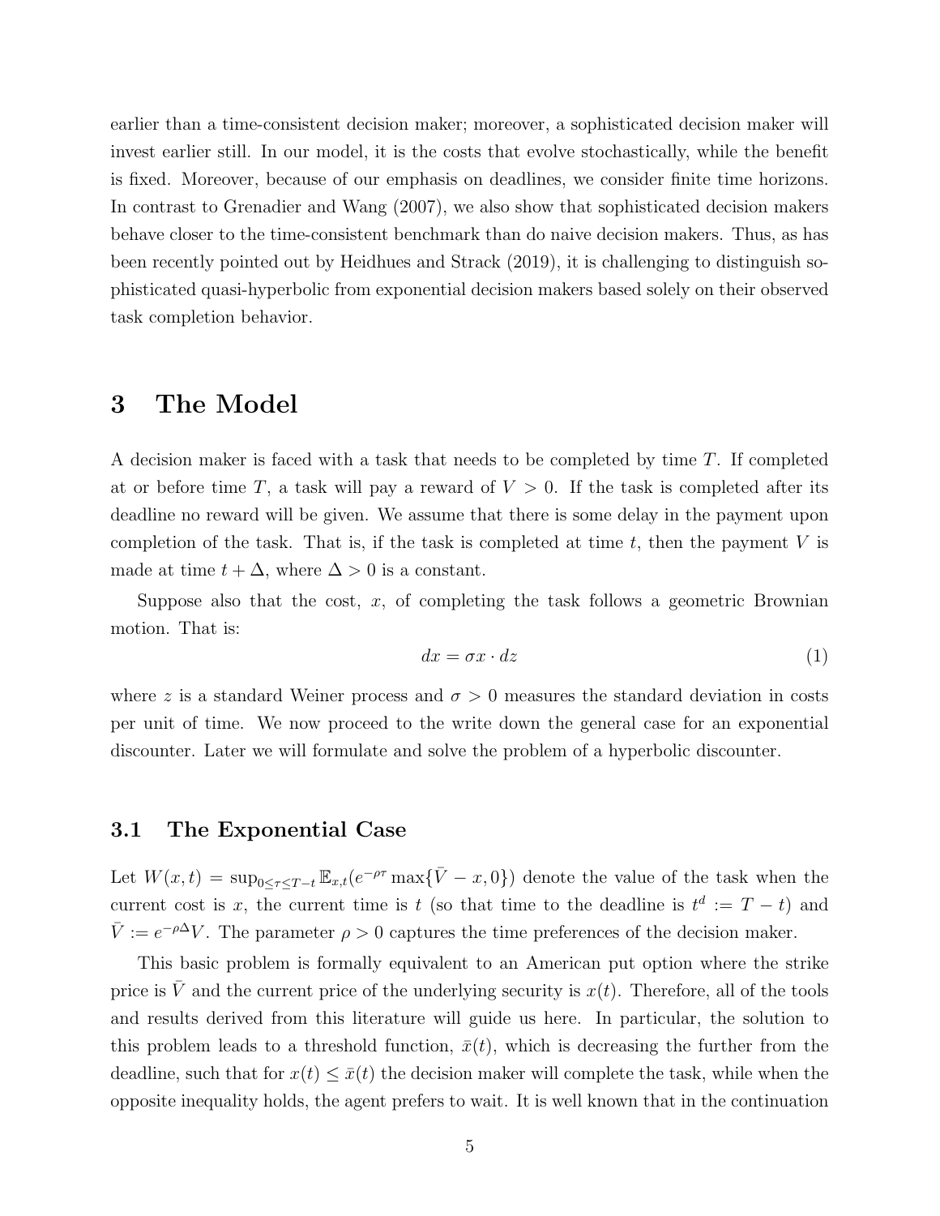earlier than a time-consistent decision maker; moreover, a sophisticated decision maker will invest earlier still. In our model, it is the costs that evolve stochastically, while the benefit is fixed. Moreover, because of our emphasis on deadlines, we consider finite time horizons. In contrast to Grenadier and Wang (2007), we also show that sophisticated decision makers behave closer to the time-consistent benchmark than do naive decision makers. Thus, as has been recently pointed out by Heidhues and Strack (2019), it is challenging to distinguish sophisticated quasi-hyperbolic from exponential decision makers based solely on their observed task completion behavior.

# 3 The Model

A decision maker is faced with a task that needs to be completed by time $T$. If completed at or before time $T$, a task will pay a reward of $V > 0$. If the task is completed after its deadline no reward will be given. We assume that there is some delay in the payment upon completion of the task. That is, if the task is completed at time $t$, then the payment $V$ is made at time $t + \Delta$, where $\Delta > 0$ is a constant.

Suppose also that the cost, $x$, of completing the task follows a geometric Brownian motion. That is:

$$dx = \sigma x \cdot dz \tag{1}$$

where $z$ is a standard Weiner process and $\sigma > 0$ measures the standard deviation in costs per unit of time. We now proceed to the write down the general case for an exponential discounter. Later we will formulate and solve the problem of a hyperbolic discounter.

## 3.1 The Exponential Case

Let $W(x,t) = \sup_{0 \leq \tau \leq T-t} \mathbb{E}_{x,t}(e^{-\rho\tau} \max\{\bar{V} - x, 0\})$ denote the value of the task when the current cost is $x$, the current time is $t$ (so that time to the deadline is $t^d := T - t$) and $\bar{V} := e^{-\rho\Delta}V$. The parameter $\rho > 0$ captures the time preferences of the decision maker.

This basic problem is formally equivalent to an American put option where the strike price is $\bar{V}$ and the current price of the underlying security is $x(t)$. Therefore, all of the tools and results derived from this literature will guide us here. In particular, the solution to this problem leads to a threshold function, $\bar{x}(t)$, which is decreasing the further from the deadline, such that for $x(t) \leq \bar{x}(t)$ the decision maker will complete the task, while when the opposite inequality holds, the agent prefers to wait. It is well known that in the continuation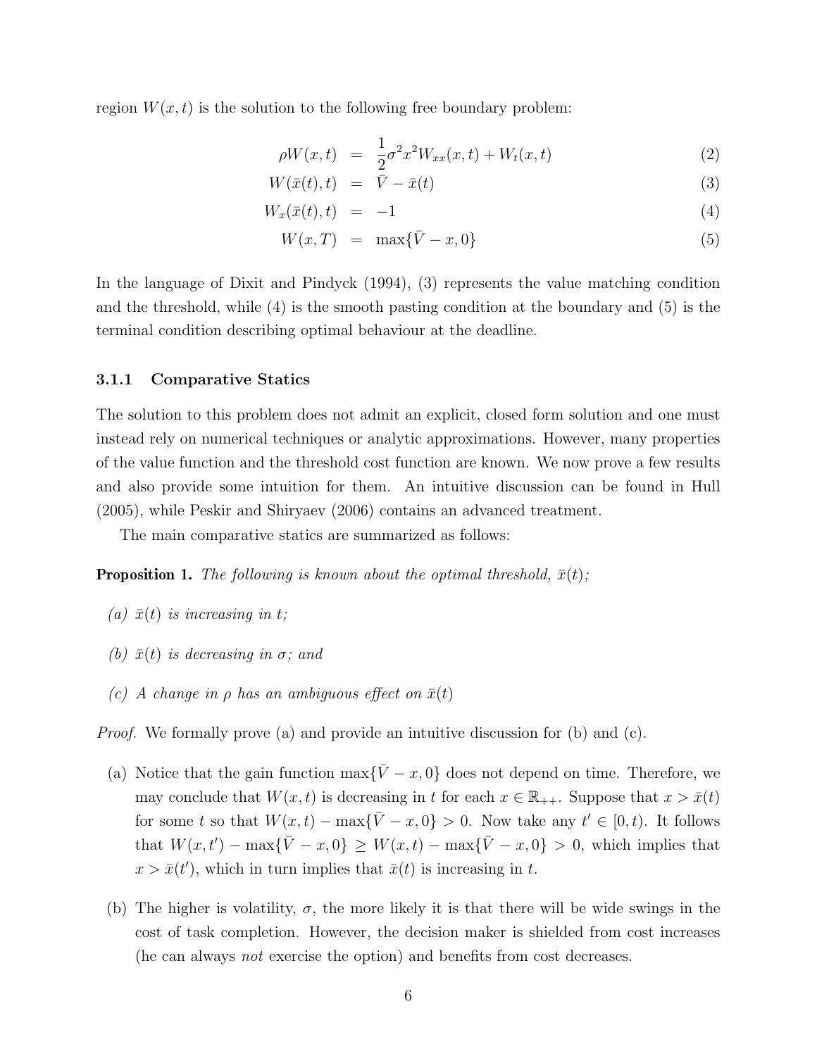region $W(x,t)$ is the solution to the following free boundary problem:

$$\rho W(x,t) = \frac{1}{2}\sigma^2 x^2 W_{xx}(x,t) + W_t(x,t) \tag{2}$$

$$W(\bar{x}(t),t) = \bar{V} - \bar{x}(t) \tag{3}$$

$$W_x(\bar{x}(t),t) = -1 \tag{4}$$

$$W(x,T) = \max\{\bar{V} - x, 0\} \tag{5}$$

In the language of Dixit and Pindyck (1994), (3) represents the value matching condition and the threshold, while (4) is the smooth pasting condition at the boundary and (5) is the terminal condition describing optimal behaviour at the deadline.

### 3.1.1 Comparative Statics

The solution to this problem does not admit an explicit, closed form solution and one must instead rely on numerical techniques or analytic approximations. However, many properties of the value function and the threshold cost function are known. We now prove a few results and also provide some intuition for them. An intuitive discussion can be found in Hull (2005), while Peskir and Shiryaev (2006) contains an advanced treatment.

The main comparative statics are summarized as follows:

**Proposition 1.** *The following is known about the optimal threshold, $\bar{x}(t)$;*

*(a) $\bar{x}(t)$ is increasing in $t$;*

*(b) $\bar{x}(t)$ is decreasing in $\sigma$; and*

*(c) A change in $\rho$ has an ambiguous effect on $\bar{x}(t)$*

*Proof.* We formally prove (a) and provide an intuitive discussion for (b) and (c).

(a) Notice that the gain function $\max\{\bar{V} - x, 0\}$ does not depend on time. Therefore, we may conclude that $W(x,t)$ is decreasing in $t$ for each $x \in \mathbb{R}_{++}$. Suppose that $x > \bar{x}(t)$ for some $t$ so that $W(x,t) - \max\{\bar{V} - x, 0\} > 0$. Now take any $t' \in [0,t)$. It follows that $W(x,t') - \max\{\bar{V} - x, 0\} \geq W(x,t) - \max\{\bar{V} - x, 0\} > 0$, which implies that $x > \bar{x}(t')$, which in turn implies that $\bar{x}(t)$ is increasing in $t$.

(b) The higher is volatility, $\sigma$, the more likely it is that there will be wide swings in the cost of task completion. However, the decision maker is shielded from cost increases (he can always *not* exercise the option) and benefits from cost decreases.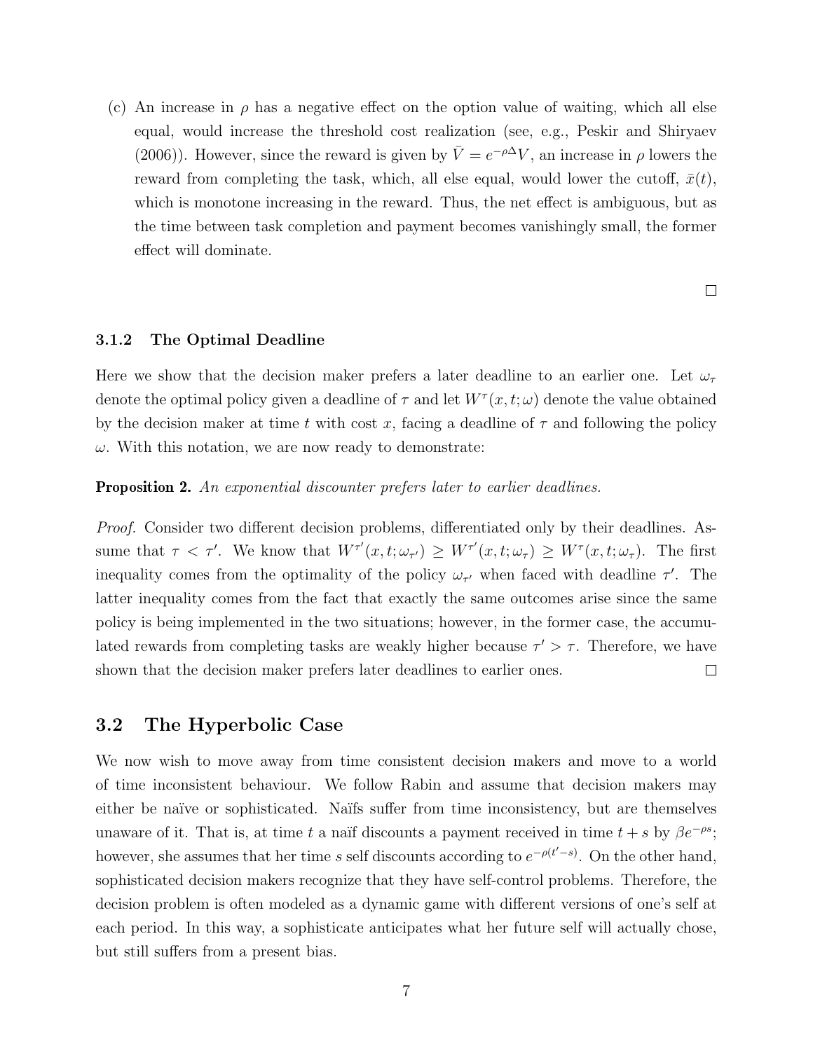(c) An increase in $\rho$ has a negative effect on the option value of waiting, which all else equal, would increase the threshold cost realization (see, e.g., Peskir and Shiryaev (2006)). However, since the reward is given by $\bar{V} = e^{-\rho\Delta}V$, an increase in $\rho$ lowers the reward from completing the task, which, all else equal, would lower the cutoff, $\bar{x}(t)$, which is monotone increasing in the reward. Thus, the net effect is ambiguous, but as the time between task completion and payment becomes vanishingly small, the former effect will dominate.

□

### 3.1.2 The Optimal Deadline

Here we show that the decision maker prefers a later deadline to an earlier one. Let $\omega_\tau$ denote the optimal policy given a deadline of $\tau$ and let $W^\tau(x, t; \omega)$ denote the value obtained by the decision maker at time $t$ with cost $x$, facing a deadline of $\tau$ and following the policy $\omega$. With this notation, we are now ready to demonstrate:

**Proposition 2.** *An exponential discounter prefers later to earlier deadlines.*

*Proof.* Consider two different decision problems, differentiated only by their deadlines. Assume that $\tau < \tau'$. We know that $W^{\tau'}(x, t; \omega_{\tau'}) \geq W^{\tau'}(x, t; \omega_\tau) \geq W^\tau(x, t; \omega_\tau)$. The first inequality comes from the optimality of the policy $\omega_{\tau'}$ when faced with deadline $\tau'$. The latter inequality comes from the fact that exactly the same outcomes arise since the same policy is being implemented in the two situations; however, in the former case, the accumulated rewards from completing tasks are weakly higher because $\tau' > \tau$. Therefore, we have shown that the decision maker prefers later deadlines to earlier ones. □

## 3.2 The Hyperbolic Case

We now wish to move away from time consistent decision makers and move to a world of time inconsistent behaviour. We follow Rabin and assume that decision makers may either be naïve or sophisticated. Naïfs suffer from time inconsistency, but are themselves unaware of it. That is, at time $t$ a naïf discounts a payment received in time $t + s$ by $\beta e^{-\rho s}$; however, she assumes that her time $s$ self discounts according to $e^{-\rho(t'-s)}$. On the other hand, sophisticated decision makers recognize that they have self-control problems. Therefore, the decision problem is often modeled as a dynamic game with different versions of one's self at each period. In this way, a sophisticate anticipates what her future self will actually chose, but still suffers from a present bias.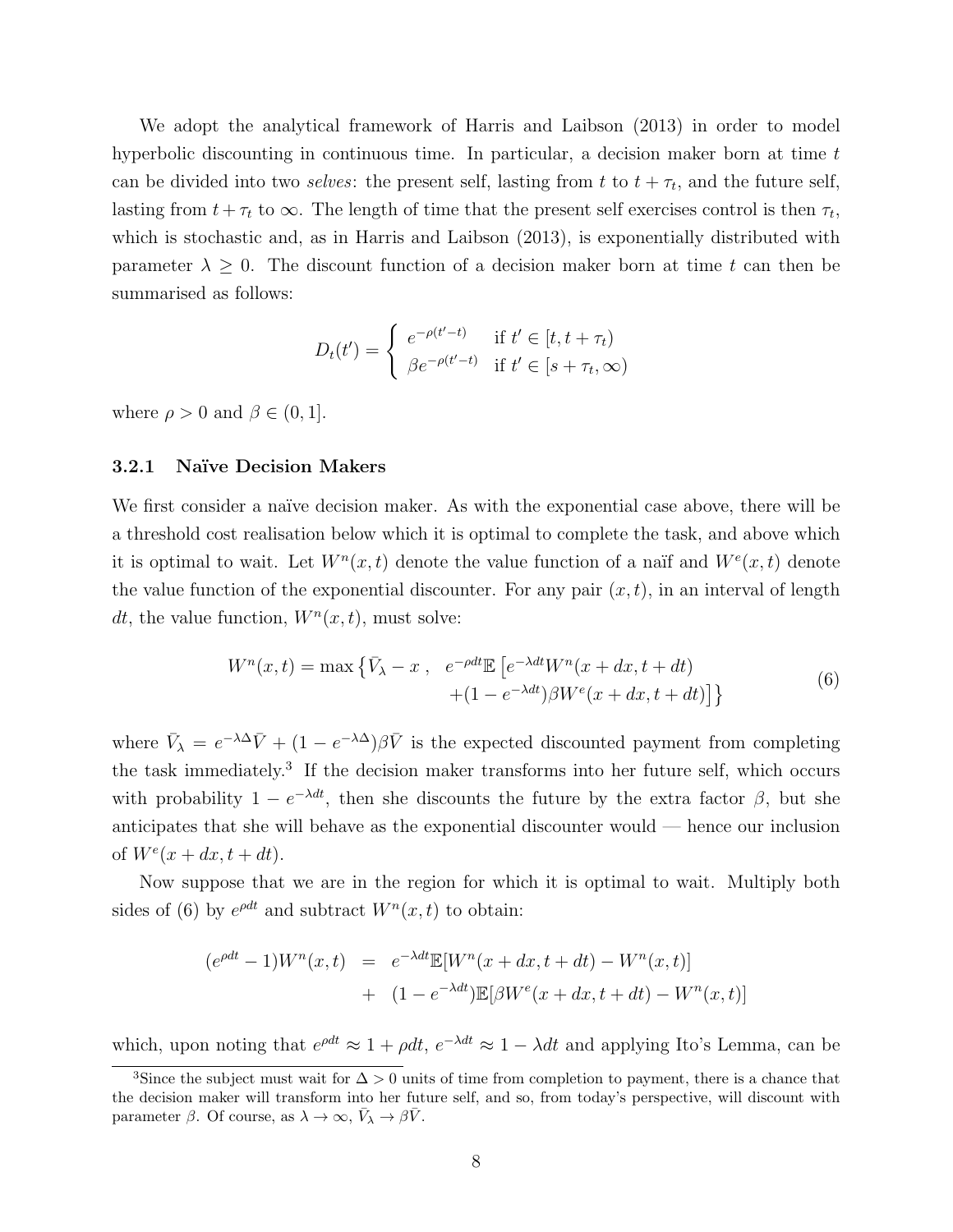We adopt the analytical framework of Harris and Laibson (2013) in order to model hyperbolic discounting in continuous time. In particular, a decision maker born at time $t$ can be divided into two *selves*: the present self, lasting from $t$ to $t + \tau_t$, and the future self, lasting from $t + \tau_t$ to $\infty$. The length of time that the present self exercises control is then $\tau_t$, which is stochastic and, as in Harris and Laibson (2013), is exponentially distributed with parameter $\lambda \geq 0$. The discount function of a decision maker born at time $t$ can then be summarised as follows:

$$D_t(t') = \begin{cases} e^{-\rho(t'-t)} & \text{if } t' \in [t, t + \tau_t) \\ \beta e^{-\rho(t'-t)} & \text{if } t' \in [s + \tau_t, \infty) \end{cases}$$

where $\rho > 0$ and $\beta \in (0, 1]$.

### 3.2.1 Naïve Decision Makers

We first consider a naïve decision maker. As with the exponential case above, there will be a threshold cost realisation below which it is optimal to complete the task, and above which it is optimal to wait. Let $W^n(x,t)$ denote the value function of a naïf and $W^e(x,t)$ denote the value function of the exponential discounter. For any pair $(x,t)$, in an interval of length $dt$, the value function, $W^n(x,t)$, must solve:

$$W^n(x,t) = \max\left\{\bar{V}_\lambda - x \;,\;\; e^{-\rho dt}\mathbb{E}\left[e^{-\lambda dt}W^n(x + dx, t + dt) + (1 - e^{-\lambda dt})\beta W^e(x + dx, t + dt)\right]\right\} \tag{6}$$

where $\bar{V}_\lambda = e^{-\lambda\Delta}\bar{V} + (1 - e^{-\lambda\Delta})\beta\bar{V}$ is the expected discounted payment from completing the task immediately.[3] If the decision maker transforms into her future self, which occurs with probability $1 - e^{-\lambda dt}$, then she discounts the future by the extra factor $\beta$, but she anticipates that she will behave as the exponential discounter would — hence our inclusion of $W^e(x + dx, t + dt)$.

Now suppose that we are in the region for which it is optimal to wait. Multiply both sides of (6) by $e^{\rho dt}$ and subtract $W^n(x,t)$ to obtain:

$$\begin{aligned}(e^{\rho dt} - 1)W^n(x,t) &= e^{-\lambda dt}\mathbb{E}[W^n(x + dx, t + dt) - W^n(x,t)] \\ &+ (1 - e^{-\lambda dt})\mathbb{E}[\beta W^e(x + dx, t + dt) - W^n(x,t)]\end{aligned}$$

which, upon noting that $e^{\rho dt} \approx 1 + \rho dt$, $e^{-\lambda dt} \approx 1 - \lambda dt$ and applying Ito's Lemma, can be

[3] Since the subject must wait for $\Delta > 0$ units of time from completion to payment, there is a chance that the decision maker will transform into her future self, and so, from today's perspective, will discount with parameter $\beta$. Of course, as $\lambda \to \infty$, $\bar{V}_\lambda \to \beta\bar{V}$.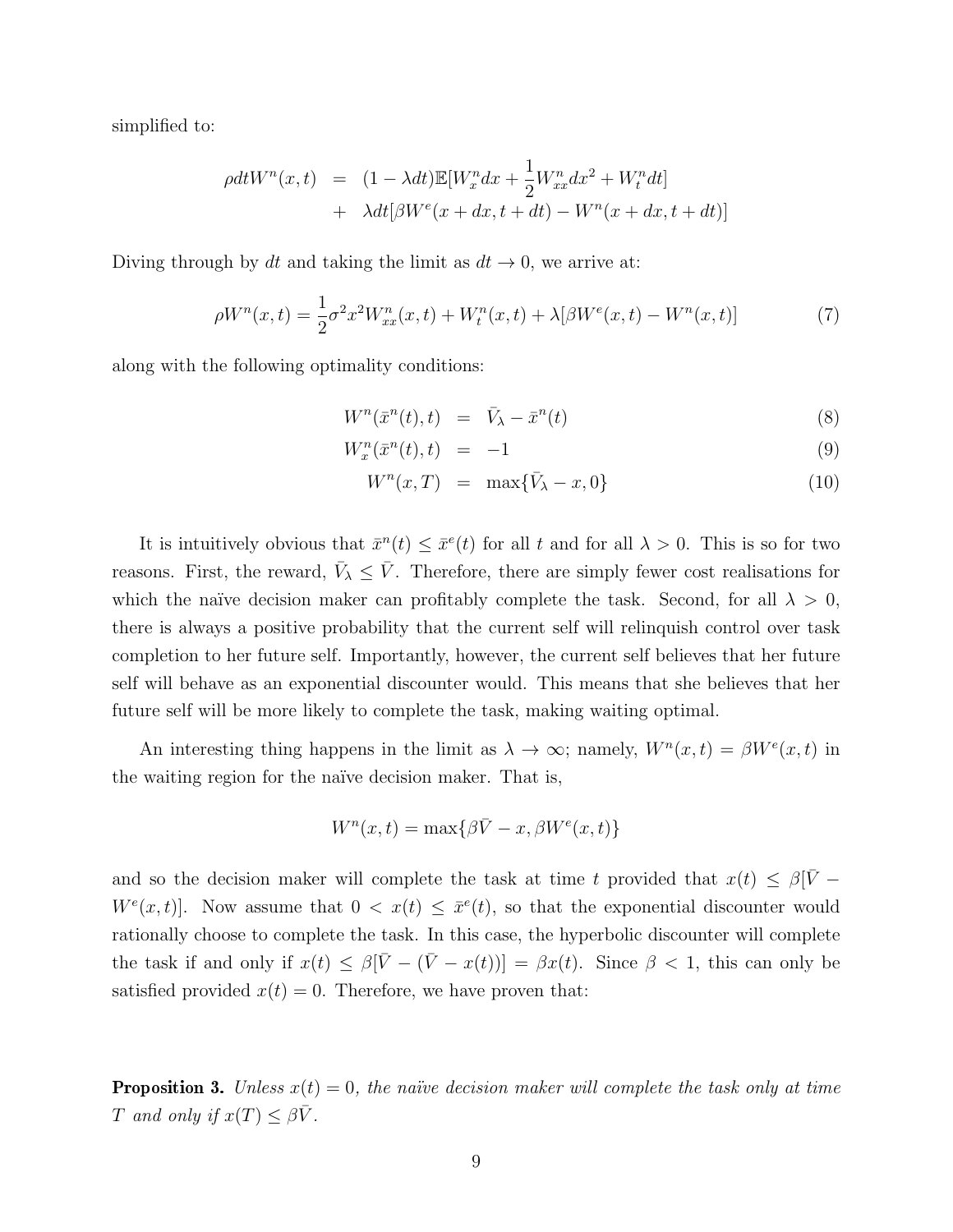simplified to:

$$
\begin{aligned}
\rho dt W^n(x,t) &= (1-\lambda dt)\mathbb{E}[W^n_x dx + \frac{1}{2}W^n_{xx}dx^2 + W^n_t dt] \\
&+ \lambda dt[\beta W^e(x+dx, t+dt) - W^n(x+dx, t+dt)]
\end{aligned}
$$

Diving through by $dt$ and taking the limit as $dt \to 0$, we arrive at:

$$
\rho W^n(x,t) = \frac{1}{2}\sigma^2 x^2 W^n_{xx}(x,t) + W^n_t(x,t) + \lambda[\beta W^e(x,t) - W^n(x,t)] \tag{7}
$$

along with the following optimality conditions:

$$
W^n(\bar{x}^n(t), t) = \bar{V}_\lambda - \bar{x}^n(t) \tag{8}
$$

$$
W^n_x(\bar{x}^n(t), t) = -1 \tag{9}
$$

$$
W^n(x, T) = \max\{\bar{V}_\lambda - x, 0\} \tag{10}
$$

It is intuitively obvious that $\bar{x}^n(t) \leq \bar{x}^e(t)$ for all $t$ and for all $\lambda > 0$. This is so for two reasons. First, the reward, $\bar{V}_\lambda \leq \bar{V}$. Therefore, there are simply fewer cost realisations for which the naïve decision maker can profitably complete the task. Second, for all $\lambda > 0$, there is always a positive probability that the current self will relinquish control over task completion to her future self. Importantly, however, the current self believes that her future self will behave as an exponential discounter would. This means that she believes that her future self will be more likely to complete the task, making waiting optimal.

An interesting thing happens in the limit as $\lambda \to \infty$; namely, $W^n(x,t) = \beta W^e(x,t)$ in the waiting region for the naïve decision maker. That is,

$$
W^n(x,t) = \max\{\beta\bar{V} - x, \beta W^e(x,t)\}
$$

and so the decision maker will complete the task at time $t$ provided that $x(t) \leq \beta[\bar{V} - W^e(x,t)]$. Now assume that $0 < x(t) \leq \bar{x}^e(t)$, so that the exponential discounter would rationally choose to complete the task. In this case, the hyperbolic discounter will complete the task if and only if $x(t) \leq \beta[\bar{V} - (\bar{V} - x(t))] = \beta x(t)$. Since $\beta < 1$, this can only be satisfied provided $x(t) = 0$. Therefore, we have proven that:

**Proposition 3.** *Unless $x(t) = 0$, the naïve decision maker will complete the task only at time $T$ and only if $x(T) \leq \beta\bar{V}$.*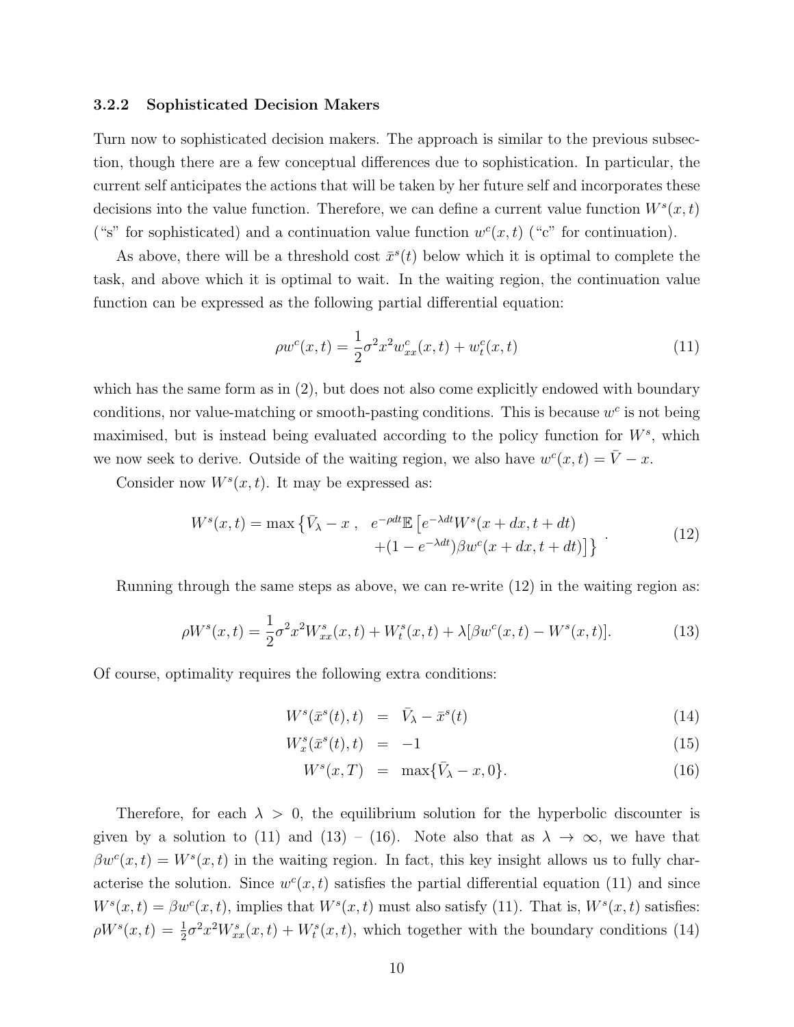### 3.2.2 Sophisticated Decision Makers

Turn now to sophisticated decision makers. The approach is similar to the previous subsection, though there are a few conceptual differences due to sophistication. In particular, the current self anticipates the actions that will be taken by her future self and incorporates these decisions into the value function. Therefore, we can define a current value function $W^s(x,t)$ ("s" for sophisticated) and a continuation value function $w^c(x,t)$ ("c" for continuation).

As above, there will be a threshold cost $\bar{x}^s(t)$ below which it is optimal to complete the task, and above which it is optimal to wait. In the waiting region, the continuation value function can be expressed as the following partial differential equation:

$$\rho w^c(x,t) = \frac{1}{2}\sigma^2 x^2 w^c_{xx}(x,t) + w^c_t(x,t) \tag{11}$$

which has the same form as in (2), but does not also come explicitly endowed with boundary conditions, nor value-matching or smooth-pasting conditions. This is because $w^c$ is not being maximised, but is instead being evaluated according to the policy function for $W^s$, which we now seek to derive. Outside of the waiting region, we also have $w^c(x,t) = \bar{V} - x$.

Consider now $W^s(x,t)$. It may be expressed as:

$$W^s(x,t) = \max\left\{\bar{V}_\lambda - x\ ,\quad \begin{array}{l} e^{-\rho dt}\mathbb{E}\left[e^{-\lambda dt}W^s(x+dx,t+dt)\right. \\ \left. +(1-e^{-\lambda dt})\beta w^c(x+dx,t+dt)\right]\end{array}\right\}. \tag{12}$$

Running through the same steps as above, we can re-write (12) in the waiting region as:

$$\rho W^s(x,t) = \frac{1}{2}\sigma^2 x^2 W^s_{xx}(x,t) + W^s_t(x,t) + \lambda[\beta w^c(x,t) - W^s(x,t)]. \tag{13}$$

Of course, optimality requires the following extra conditions:

$$W^s(\bar{x}^s(t),t) = \bar{V}_\lambda - \bar{x}^s(t) \tag{14}$$

$$W^s_x(\bar{x}^s(t),t) = -1 \tag{15}$$

$$W^s(x,T) = \max\{\bar{V}_\lambda - x, 0\}. \tag{16}$$

Therefore, for each $\lambda > 0$, the equilibrium solution for the hyperbolic discounter is given by a solution to (11) and (13) – (16). Note also that as $\lambda \to \infty$, we have that $\beta w^c(x,t) = W^s(x,t)$ in the waiting region. In fact, this key insight allows us to fully characterise the solution. Since $w^c(x,t)$ satisfies the partial differential equation (11) and since $W^s(x,t) = \beta w^c(x,t)$, implies that $W^s(x,t)$ must also satisfy (11). That is, $W^s(x,t)$ satisfies: $\rho W^s(x,t) = \frac{1}{2}\sigma^2 x^2 W^s_{xx}(x,t) + W^s_t(x,t)$, which together with the boundary conditions (14)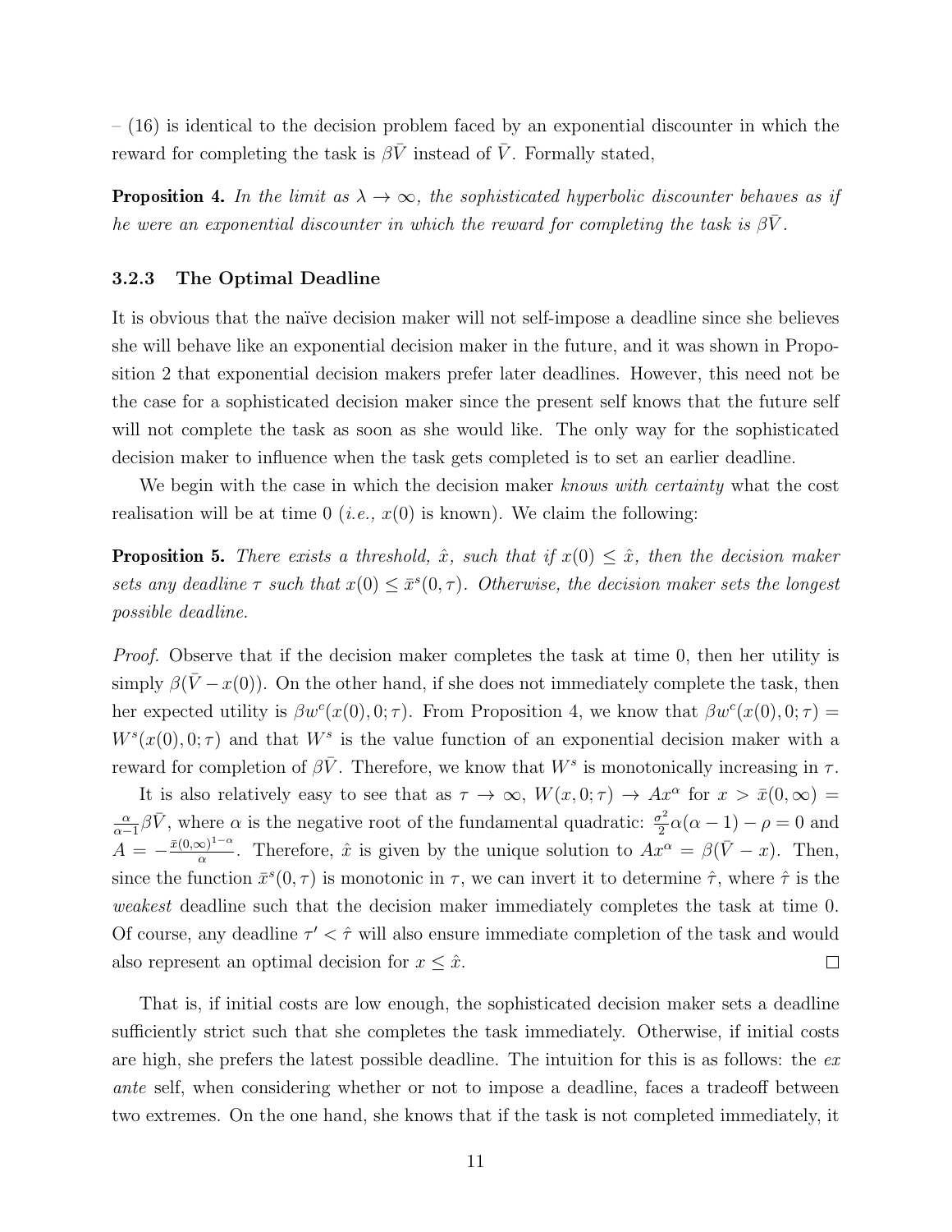– (16) is identical to the decision problem faced by an exponential discounter in which the reward for completing the task is $\beta\bar{V}$ instead of $\bar{V}$. Formally stated,

**Proposition 4.** *In the limit as $\lambda \to \infty$, the sophisticated hyperbolic discounter behaves as if he were an exponential discounter in which the reward for completing the task is $\beta\bar{V}$.*

### 3.2.3 The Optimal Deadline

It is obvious that the naïve decision maker will not self-impose a deadline since she believes she will behave like an exponential decision maker in the future, and it was shown in Proposition 2 that exponential decision makers prefer later deadlines. However, this need not be the case for a sophisticated decision maker since the present self knows that the future self will not complete the task as soon as she would like. The only way for the sophisticated decision maker to influence when the task gets completed is to set an earlier deadline.

We begin with the case in which the decision maker *knows with certainty* what the cost realisation will be at time 0 (*i.e.,* $x(0)$ is known). We claim the following:

**Proposition 5.** *There exists a threshold, $\hat{x}$, such that if $x(0) \leq \hat{x}$, then the decision maker sets any deadline $\tau$ such that $x(0) \leq \bar{x}^s(0,\tau)$. Otherwise, the decision maker sets the longest possible deadline.*

*Proof.* Observe that if the decision maker completes the task at time 0, then her utility is simply $\beta(\bar{V} - x(0))$. On the other hand, if she does not immediately complete the task, then her expected utility is $\beta w^c(x(0), 0; \tau)$. From Proposition 4, we know that $\beta w^c(x(0), 0; \tau) = W^s(x(0), 0; \tau)$ and that $W^s$ is the value function of an exponential decision maker with a reward for completion of $\beta\bar{V}$. Therefore, we know that $W^s$ is monotonically increasing in $\tau$.

It is also relatively easy to see that as $\tau \to \infty$, $W(x, 0; \tau) \to Ax^\alpha$ for $x > \bar{x}(0, \infty) = \frac{\alpha}{\alpha-1}\beta\bar{V}$, where $\alpha$ is the negative root of the fundamental quadratic: $\frac{\sigma^2}{2}\alpha(\alpha - 1) - \rho = 0$ and $A = -\frac{\bar{x}(0,\infty)^{1-\alpha}}{\alpha}$. Therefore, $\hat{x}$ is given by the unique solution to $Ax^\alpha = \beta(\bar{V} - x)$. Then, since the function $\bar{x}^s(0, \tau)$ is monotonic in $\tau$, we can invert it to determine $\hat{\tau}$, where $\hat{\tau}$ is the *weakest* deadline such that the decision maker immediately completes the task at time 0. Of course, any deadline $\tau' < \hat{\tau}$ will also ensure immediate completion of the task and would also represent an optimal decision for $x \leq \hat{x}$. □

That is, if initial costs are low enough, the sophisticated decision maker sets a deadline sufficiently strict such that she completes the task immediately. Otherwise, if initial costs are high, she prefers the latest possible deadline. The intuition for this is as follows: the *ex ante* self, when considering whether or not to impose a deadline, faces a tradeoff between two extremes. On the one hand, she knows that if the task is not completed immediately, it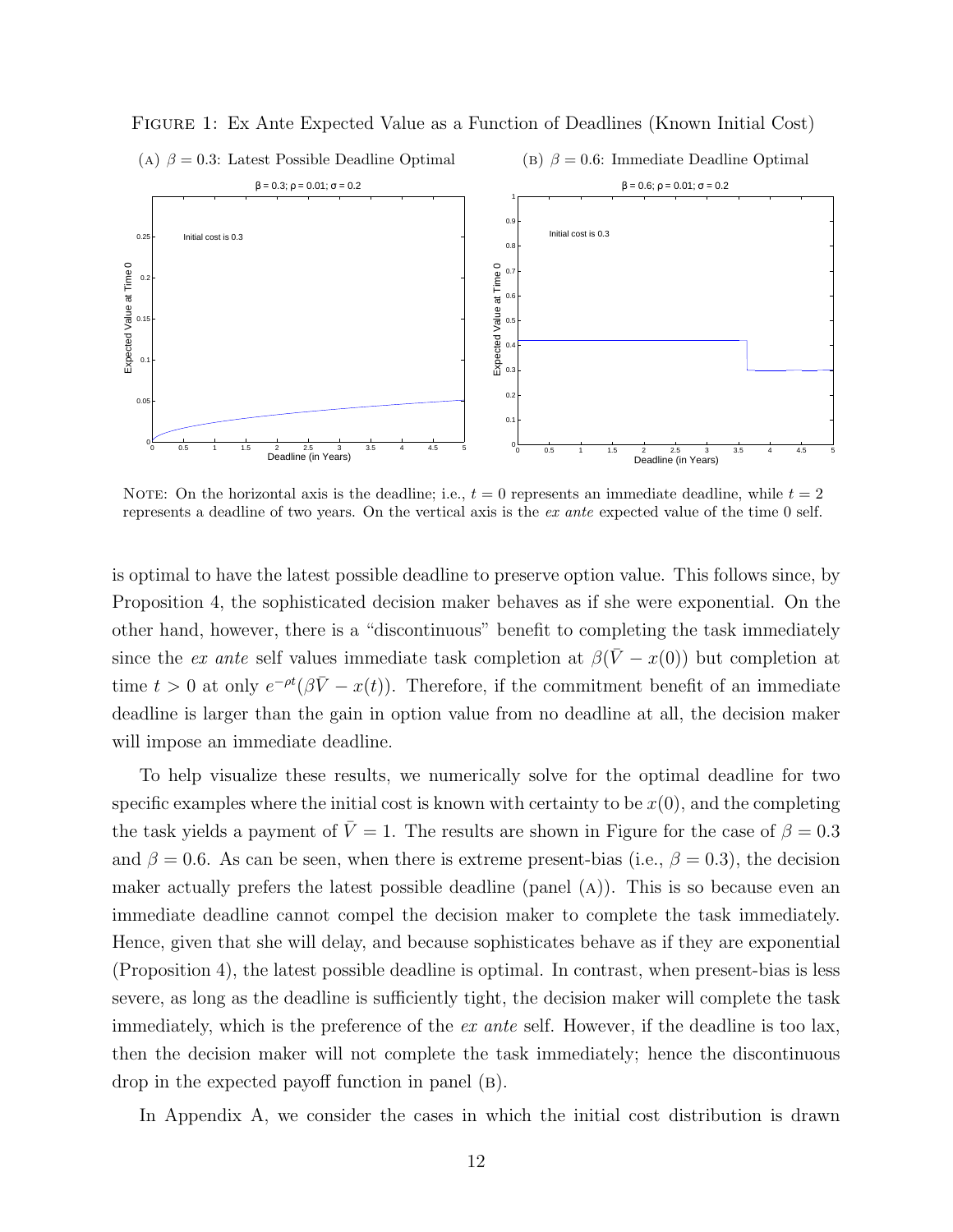Figure 1: Ex Ante Expected Value as a Function of Deadlines (Known Initial Cost)

(A) $\beta = 0.3$: Latest Possible Deadline Optimal

(B) $\beta = 0.6$: Immediate Deadline Optimal

Note: On the horizontal axis is the deadline; i.e., $t = 0$ represents an immediate deadline, while $t = 2$ represents a deadline of two years. On the vertical axis is the *ex ante* expected value of the time 0 self.

is optimal to have the latest possible deadline to preserve option value. This follows since, by Proposition 4, the sophisticated decision maker behaves as if she were exponential. On the other hand, however, there is a "discontinuous" benefit to completing the task immediately since the *ex ante* self values immediate task completion at $\beta(\bar{V} - x(0))$ but completion at time $t > 0$ at only $e^{-\rho t}(\beta\bar{V} - x(t))$. Therefore, if the commitment benefit of an immediate deadline is larger than the gain in option value from no deadline at all, the decision maker will impose an immediate deadline.

To help visualize these results, we numerically solve for the optimal deadline for two specific examples where the initial cost is known with certainty to be $x(0)$, and the completing the task yields a payment of $\bar{V} = 1$. The results are shown in Figure for the case of $\beta = 0.3$ and $\beta = 0.6$. As can be seen, when there is extreme present-bias (i.e., $\beta = 0.3$), the decision maker actually prefers the latest possible deadline (panel (A)). This is so because even an immediate deadline cannot compel the decision maker to complete the task immediately. Hence, given that she will delay, and because sophisticates behave as if they are exponential (Proposition 4), the latest possible deadline is optimal. In contrast, when present-bias is less severe, as long as the deadline is sufficiently tight, the decision maker will complete the task immediately, which is the preference of the *ex ante* self. However, if the deadline is too lax, then the decision maker will not complete the task immediately; hence the discontinuous drop in the expected payoff function in panel (B).

In Appendix A, we consider the cases in which the initial cost distribution is drawn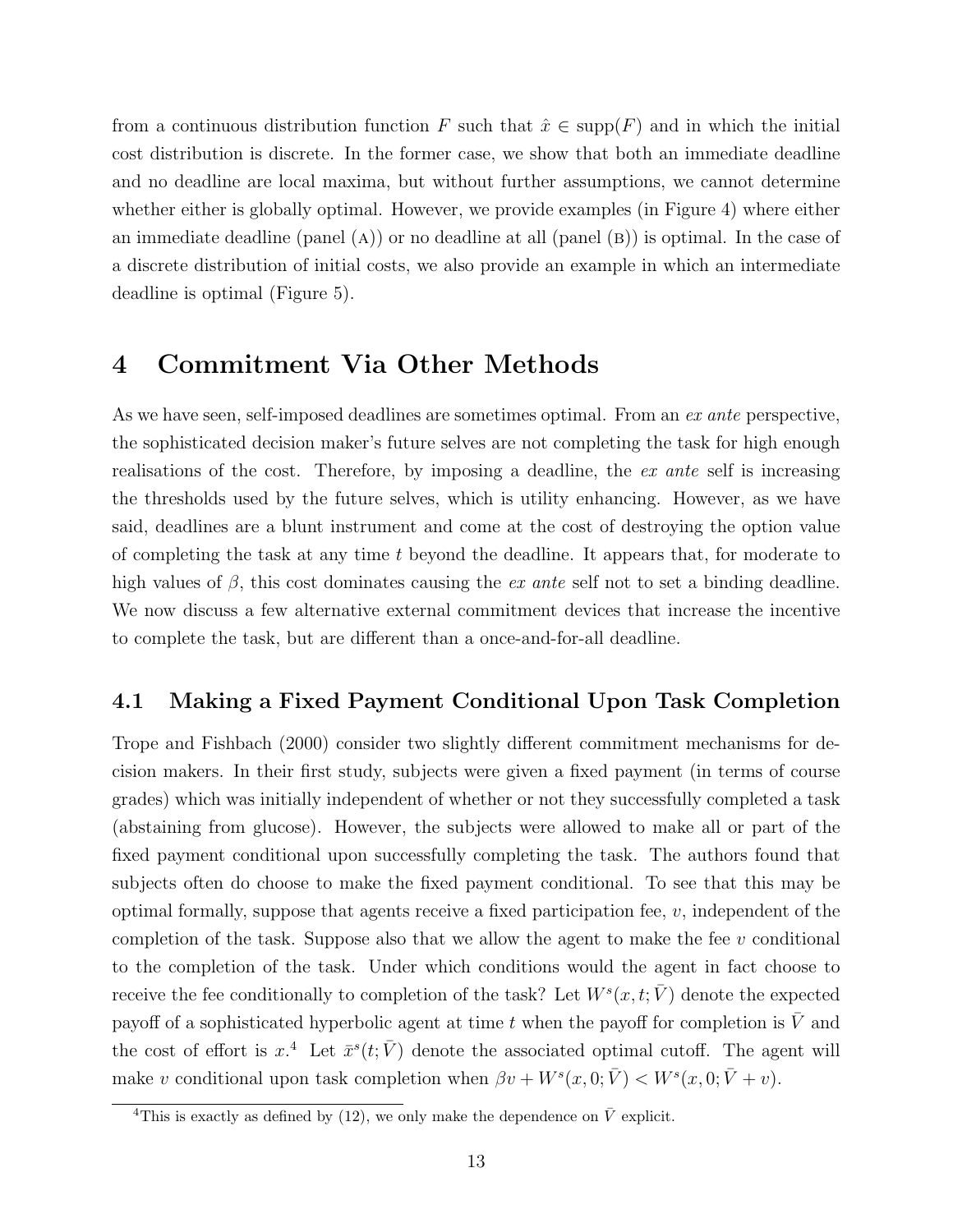from a continuous distribution function $F$ such that $\hat{x} \in \text{supp}(F)$ and in which the initial cost distribution is discrete. In the former case, we show that both an immediate deadline and no deadline are local maxima, but without further assumptions, we cannot determine whether either is globally optimal. However, we provide examples (in Figure 4) where either an immediate deadline (panel (A)) or no deadline at all (panel (B)) is optimal. In the case of a discrete distribution of initial costs, we also provide an example in which an intermediate deadline is optimal (Figure 5).

# 4 Commitment Via Other Methods

As we have seen, self-imposed deadlines are sometimes optimal. From an *ex ante* perspective, the sophisticated decision maker's future selves are not completing the task for high enough realisations of the cost. Therefore, by imposing a deadline, the *ex ante* self is increasing the thresholds used by the future selves, which is utility enhancing. However, as we have said, deadlines are a blunt instrument and come at the cost of destroying the option value of completing the task at any time $t$ beyond the deadline. It appears that, for moderate to high values of $\beta$, this cost dominates causing the *ex ante* self not to set a binding deadline. We now discuss a few alternative external commitment devices that increase the incentive to complete the task, but are different than a once-and-for-all deadline.

## 4.1 Making a Fixed Payment Conditional Upon Task Completion

Trope and Fishbach (2000) consider two slightly different commitment mechanisms for decision makers. In their first study, subjects were given a fixed payment (in terms of course grades) which was initially independent of whether or not they successfully completed a task (abstaining from glucose). However, the subjects were allowed to make all or part of the fixed payment conditional upon successfully completing the task. The authors found that subjects often do choose to make the fixed payment conditional. To see that this may be optimal formally, suppose that agents receive a fixed participation fee, $v$, independent of the completion of the task. Suppose also that we allow the agent to make the fee $v$ conditional to the completion of the task. Under which conditions would the agent in fact choose to receive the fee conditionally to completion of the task? Let $W^s(x, t; \bar{V})$ denote the expected payoff of a sophisticated hyperbolic agent at time $t$ when the payoff for completion is $\bar{V}$ and the cost of effort is $x$.[4] Let $\bar{x}^s(t; \bar{V})$ denote the associated optimal cutoff. The agent will make $v$ conditional upon task completion when $\beta v + W^s(x, 0; \bar{V}) < W^s(x, 0; \bar{V} + v)$.

[4] This is exactly as defined by (12), we only make the dependence on $\bar{V}$ explicit.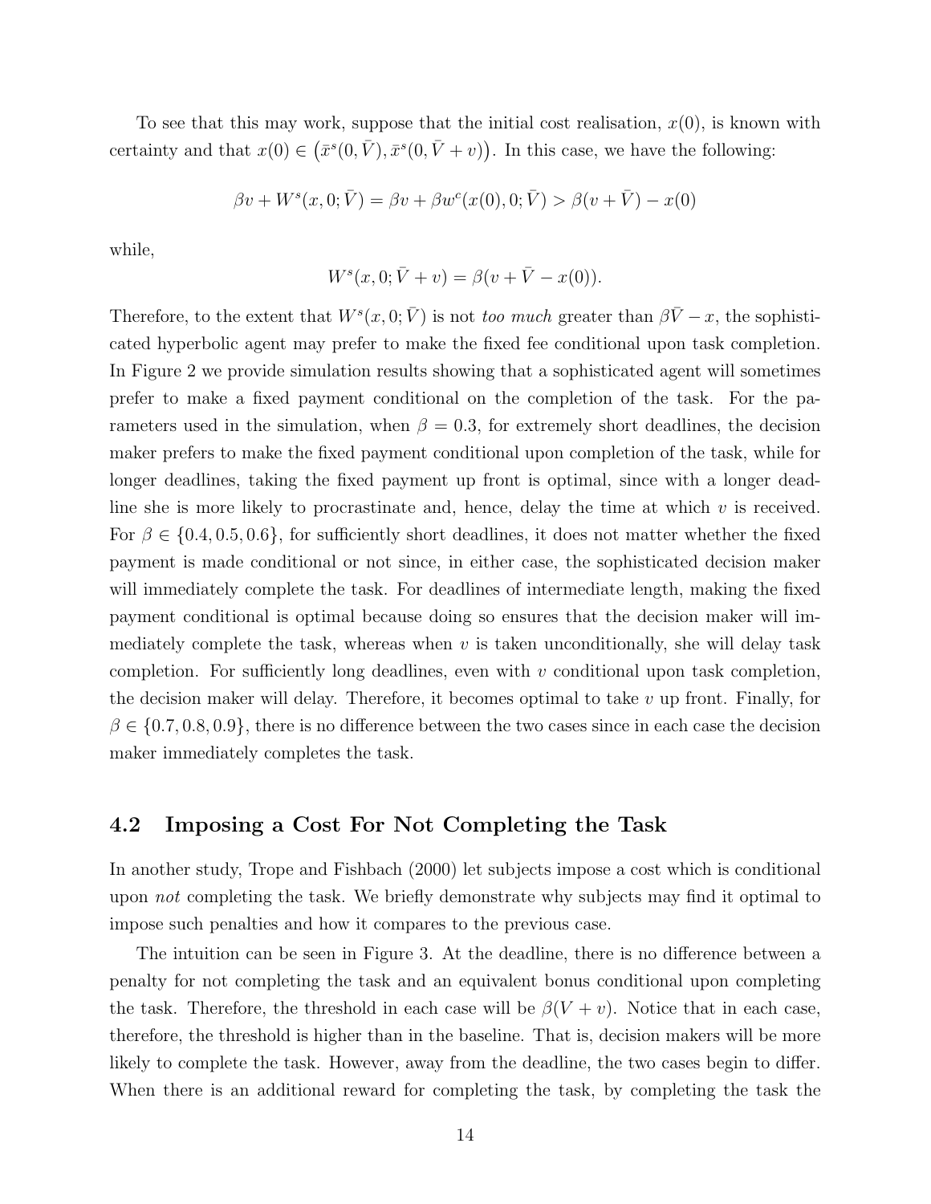To see that this may work, suppose that the initial cost realisation, $x(0)$, is known with certainty and that $x(0) \in (\bar{x}^s(0, \bar{V}), \bar{x}^s(0, \bar{V} + v))$. In this case, we have the following:

$$\beta v + W^s(x, 0; \bar{V}) = \beta v + \beta w^c(x(0), 0; \bar{V}) > \beta(v + \bar{V}) - x(0)$$

while,

$$W^s(x, 0; \bar{V} + v) = \beta(v + \bar{V} - x(0)).$$

Therefore, to the extent that $W^s(x, 0; \bar{V})$ is not *too much* greater than $\beta\bar{V} - x$, the sophisticated hyperbolic agent may prefer to make the fixed fee conditional upon task completion. In Figure 2 we provide simulation results showing that a sophisticated agent will sometimes prefer to make a fixed payment conditional on the completion of the task. For the parameters used in the simulation, when $\beta = 0.3$, for extremely short deadlines, the decision maker prefers to make the fixed payment conditional upon completion of the task, while for longer deadlines, taking the fixed payment up front is optimal, since with a longer deadline she is more likely to procrastinate and, hence, delay the time at which $v$ is received. For $\beta \in \{0.4, 0.5, 0.6\}$, for sufficiently short deadlines, it does not matter whether the fixed payment is made conditional or not since, in either case, the sophisticated decision maker will immediately complete the task. For deadlines of intermediate length, making the fixed payment conditional is optimal because doing so ensures that the decision maker will immediately complete the task, whereas when $v$ is taken unconditionally, she will delay task completion. For sufficiently long deadlines, even with $v$ conditional upon task completion, the decision maker will delay. Therefore, it becomes optimal to take $v$ up front. Finally, for $\beta \in \{0.7, 0.8, 0.9\}$, there is no difference between the two cases since in each case the decision maker immediately completes the task.

## 4.2 Imposing a Cost For Not Completing the Task

In another study, Trope and Fishbach (2000) let subjects impose a cost which is conditional upon *not* completing the task. We briefly demonstrate why subjects may find it optimal to impose such penalties and how it compares to the previous case.

The intuition can be seen in Figure 3. At the deadline, there is no difference between a penalty for not completing the task and an equivalent bonus conditional upon completing the task. Therefore, the threshold in each case will be $\beta(V + v)$. Notice that in each case, therefore, the threshold is higher than in the baseline. That is, decision makers will be more likely to complete the task. However, away from the deadline, the two cases begin to differ. When there is an additional reward for completing the task, by completing the task the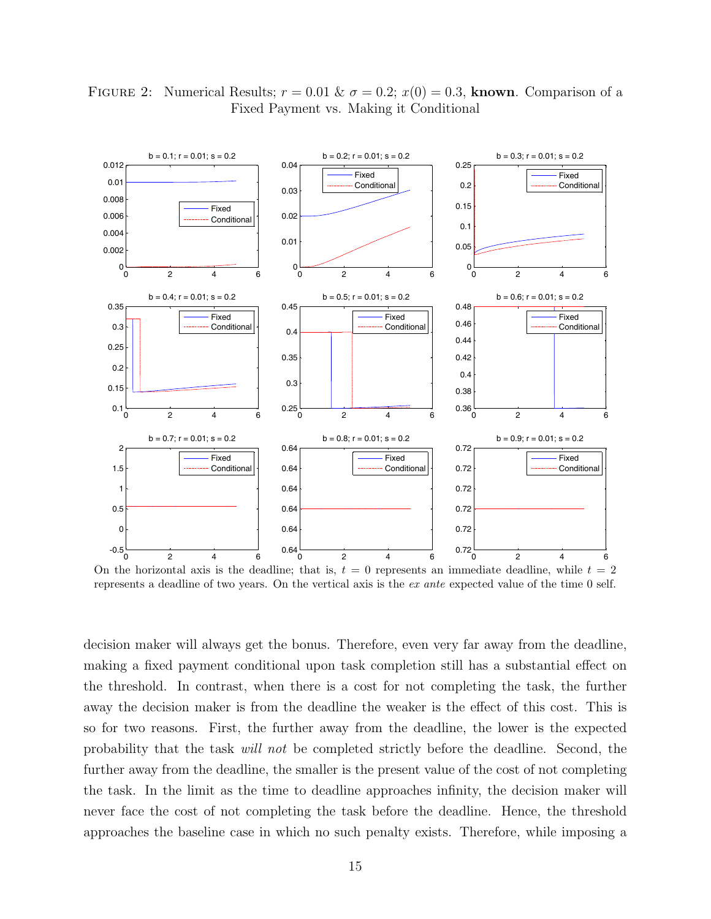FIGURE 2: Numerical Results; $r = 0.01$ & $\sigma = 0.2$; $x(0) = 0.3$, **known**. Comparison of a Fixed Payment vs. Making it Conditional

On the horizontal axis is the deadline; that is, $t = 0$ represents an immediate deadline, while $t = 2$ represents a deadline of two years. On the vertical axis is the *ex ante* expected value of the time 0 self.

decision maker will always get the bonus. Therefore, even very far away from the deadline, making a fixed payment conditional upon task completion still has a substantial effect on the threshold. In contrast, when there is a cost for not completing the task, the further away the decision maker is from the deadline the weaker is the effect of this cost. This is so for two reasons. First, the further away from the deadline, the lower is the expected probability that the task *will not* be completed strictly before the deadline. Second, the further away from the deadline, the smaller is the present value of the cost of not completing the task. In the limit as the time to deadline approaches infinity, the decision maker will never face the cost of not completing the task before the deadline. Hence, the threshold approaches the baseline case in which no such penalty exists. Therefore, while imposing a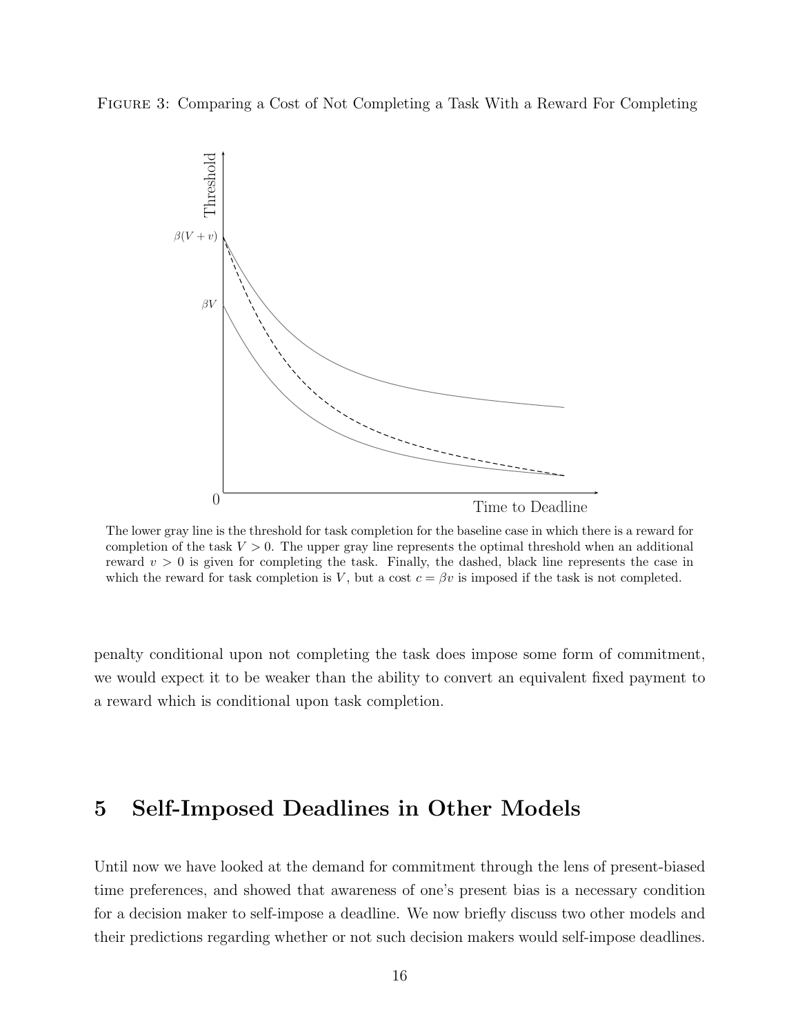Figure 3: Comparing a Cost of Not Completing a Task With a Reward For Completing

The lower gray line is the threshold for task completion for the baseline case in which there is a reward for completion of the task $V > 0$. The upper gray line represents the optimal threshold when an additional reward $v > 0$ is given for completing the task. Finally, the dashed, black line represents the case in which the reward for task completion is $V$, but a cost $c = \beta v$ is imposed if the task is not completed.

penalty conditional upon not completing the task does impose some form of commitment, we would expect it to be weaker than the ability to convert an equivalent fixed payment to a reward which is conditional upon task completion.

# 5 Self-Imposed Deadlines in Other Models

Until now we have looked at the demand for commitment through the lens of present-biased time preferences, and showed that awareness of one's present bias is a necessary condition for a decision maker to self-impose a deadline. We now briefly discuss two other models and their predictions regarding whether or not such decision makers would self-impose deadlines.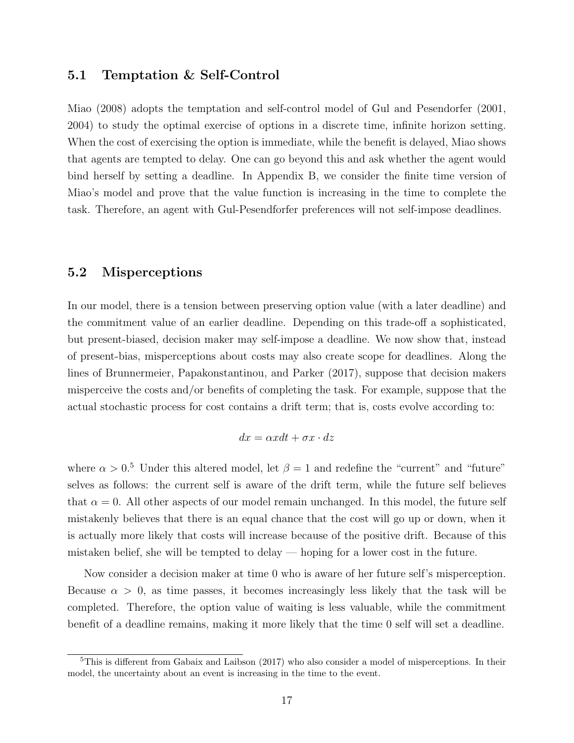### 5.1 Temptation & Self-Control

Miao (2008) adopts the temptation and self-control model of Gul and Pesendorfer (2001, 2004) to study the optimal exercise of options in a discrete time, infinite horizon setting. When the cost of exercising the option is immediate, while the benefit is delayed, Miao shows that agents are tempted to delay. One can go beyond this and ask whether the agent would bind herself by setting a deadline. In Appendix B, we consider the finite time version of Miao's model and prove that the value function is increasing in the time to complete the task. Therefore, an agent with Gul-Pesendforfer preferences will not self-impose deadlines.

### 5.2 Misperceptions

In our model, there is a tension between preserving option value (with a later deadline) and the commitment value of an earlier deadline. Depending on this trade-off a sophisticated, but present-biased, decision maker may self-impose a deadline. We now show that, instead of present-bias, misperceptions about costs may also create scope for deadlines. Along the lines of Brunnermeier, Papakonstantinou, and Parker (2017), suppose that decision makers misperceive the costs and/or benefits of completing the task. For example, suppose that the actual stochastic process for cost contains a drift term; that is, costs evolve according to:

$$dx = \alpha x dt + \sigma x \cdot dz$$

where $\alpha > 0$.[5] Under this altered model, let $\beta = 1$ and redefine the "current" and "future" selves as follows: the current self is aware of the drift term, while the future self believes that $\alpha = 0$. All other aspects of our model remain unchanged. In this model, the future self mistakenly believes that there is an equal chance that the cost will go up or down, when it is actually more likely that costs will increase because of the positive drift. Because of this mistaken belief, she will be tempted to delay — hoping for a lower cost in the future.

Now consider a decision maker at time 0 who is aware of her future self's misperception. Because $\alpha > 0$, as time passes, it becomes increasingly less likely that the task will be completed. Therefore, the option value of waiting is less valuable, while the commitment benefit of a deadline remains, making it more likely that the time 0 self will set a deadline.

[5] This is different from Gabaix and Laibson (2017) who also consider a model of misperceptions. In their model, the uncertainty about an event is increasing in the time to the event.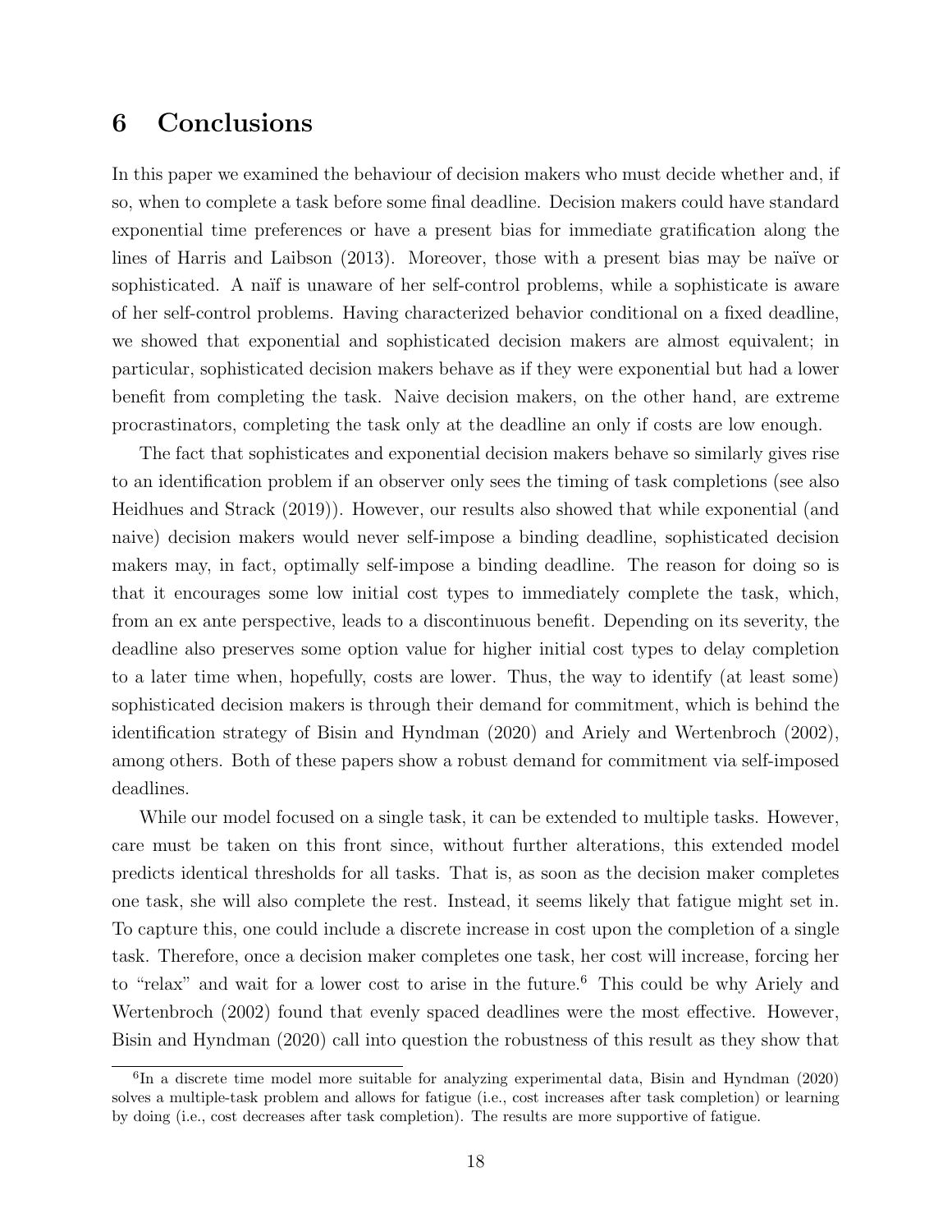## 6 Conclusions

In this paper we examined the behaviour of decision makers who must decide whether and, if so, when to complete a task before some final deadline. Decision makers could have standard exponential time preferences or have a present bias for immediate gratification along the lines of Harris and Laibson (2013). Moreover, those with a present bias may be naïve or sophisticated. A naïf is unaware of her self-control problems, while a sophisticate is aware of her self-control problems. Having characterized behavior conditional on a fixed deadline, we showed that exponential and sophisticated decision makers are almost equivalent; in particular, sophisticated decision makers behave as if they were exponential but had a lower benefit from completing the task. Naive decision makers, on the other hand, are extreme procrastinators, completing the task only at the deadline an only if costs are low enough.

The fact that sophisticates and exponential decision makers behave so similarly gives rise to an identification problem if an observer only sees the timing of task completions (see also Heidhues and Strack (2019)). However, our results also showed that while exponential (and naive) decision makers would never self-impose a binding deadline, sophisticated decision makers may, in fact, optimally self-impose a binding deadline. The reason for doing so is that it encourages some low initial cost types to immediately complete the task, which, from an ex ante perspective, leads to a discontinuous benefit. Depending on its severity, the deadline also preserves some option value for higher initial cost types to delay completion to a later time when, hopefully, costs are lower. Thus, the way to identify (at least some) sophisticated decision makers is through their demand for commitment, which is behind the identification strategy of Bisin and Hyndman (2020) and Ariely and Wertenbroch (2002), among others. Both of these papers show a robust demand for commitment via self-imposed deadlines.

While our model focused on a single task, it can be extended to multiple tasks. However, care must be taken on this front since, without further alterations, this extended model predicts identical thresholds for all tasks. That is, as soon as the decision maker completes one task, she will also complete the rest. Instead, it seems likely that fatigue might set in. To capture this, one could include a discrete increase in cost upon the completion of a single task. Therefore, once a decision maker completes one task, her cost will increase, forcing her to "relax" and wait for a lower cost to arise in the future.[6] This could be why Ariely and Wertenbroch (2002) found that evenly spaced deadlines were the most effective. However, Bisin and Hyndman (2020) call into question the robustness of this result as they show that

[6] In a discrete time model more suitable for analyzing experimental data, Bisin and Hyndman (2020) solves a multiple-task problem and allows for fatigue (i.e., cost increases after task completion) or learning by doing (i.e., cost decreases after task completion). The results are more supportive of fatigue.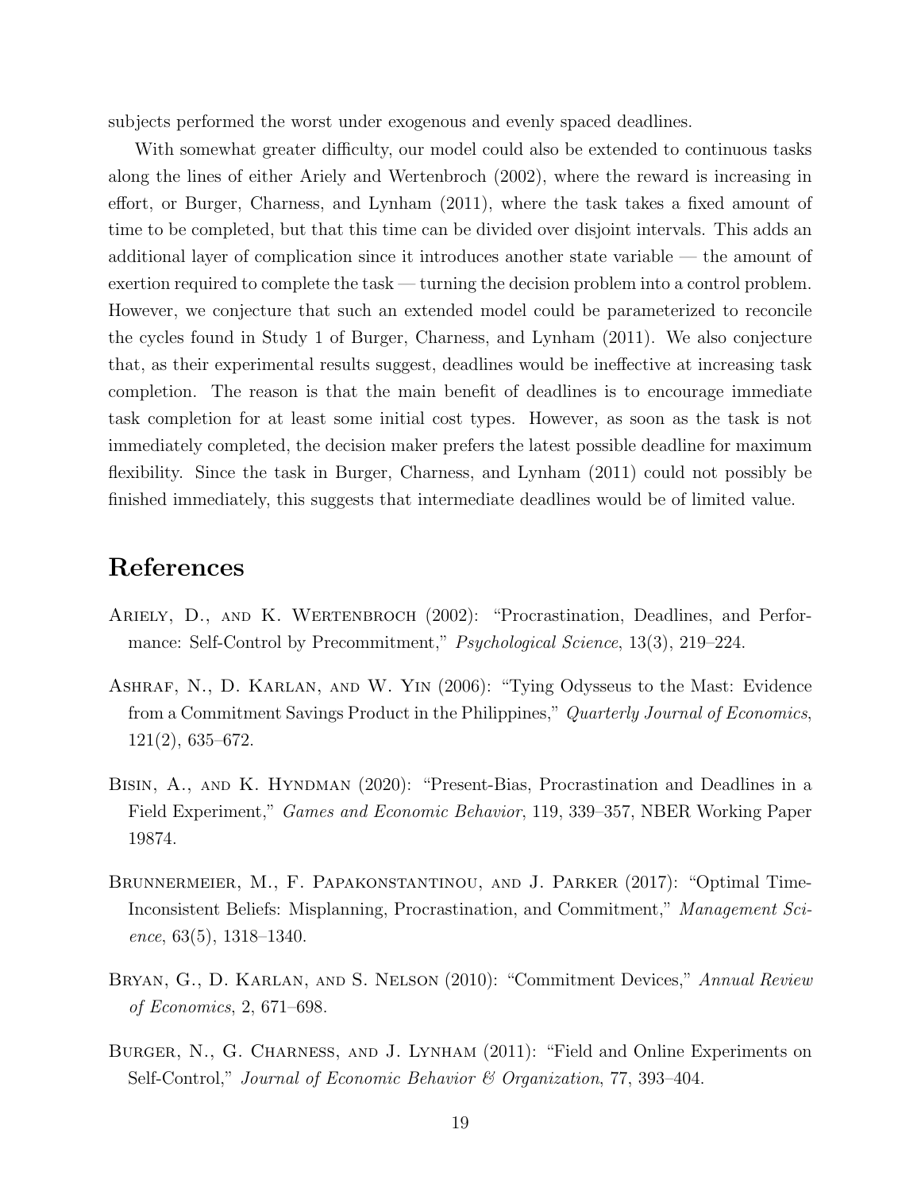subjects performed the worst under exogenous and evenly spaced deadlines.

With somewhat greater difficulty, our model could also be extended to continuous tasks along the lines of either Ariely and Wertenbroch (2002), where the reward is increasing in effort, or Burger, Charness, and Lynham (2011), where the task takes a fixed amount of time to be completed, but that this time can be divided over disjoint intervals. This adds an additional layer of complication since it introduces another state variable — the amount of exertion required to complete the task — turning the decision problem into a control problem. However, we conjecture that such an extended model could be parameterized to reconcile the cycles found in Study 1 of Burger, Charness, and Lynham (2011). We also conjecture that, as their experimental results suggest, deadlines would be ineffective at increasing task completion. The reason is that the main benefit of deadlines is to encourage immediate task completion for at least some initial cost types. However, as soon as the task is not immediately completed, the decision maker prefers the latest possible deadline for maximum flexibility. Since the task in Burger, Charness, and Lynham (2011) could not possibly be finished immediately, this suggests that intermediate deadlines would be of limited value.

# References

Ariely, D., and K. Wertenbroch (2002): "Procrastination, Deadlines, and Performance: Self-Control by Precommitment," *Psychological Science*, 13(3), 219–224.

Ashraf, N., D. Karlan, and W. Yin (2006): "Tying Odysseus to the Mast: Evidence from a Commitment Savings Product in the Philippines," *Quarterly Journal of Economics*, 121(2), 635–672.

Bisin, A., and K. Hyndman (2020): "Present-Bias, Procrastination and Deadlines in a Field Experiment," *Games and Economic Behavior*, 119, 339–357, NBER Working Paper 19874.

Brunnermeier, M., F. Papakonstantinou, and J. Parker (2017): "Optimal Time-Inconsistent Beliefs: Misplanning, Procrastination, and Commitment," *Management Science*, 63(5), 1318–1340.

Bryan, G., D. Karlan, and S. Nelson (2010): "Commitment Devices," *Annual Review of Economics*, 2, 671–698.

Burger, N., G. Charness, and J. Lynham (2011): "Field and Online Experiments on Self-Control," *Journal of Economic Behavior & Organization*, 77, 393–404.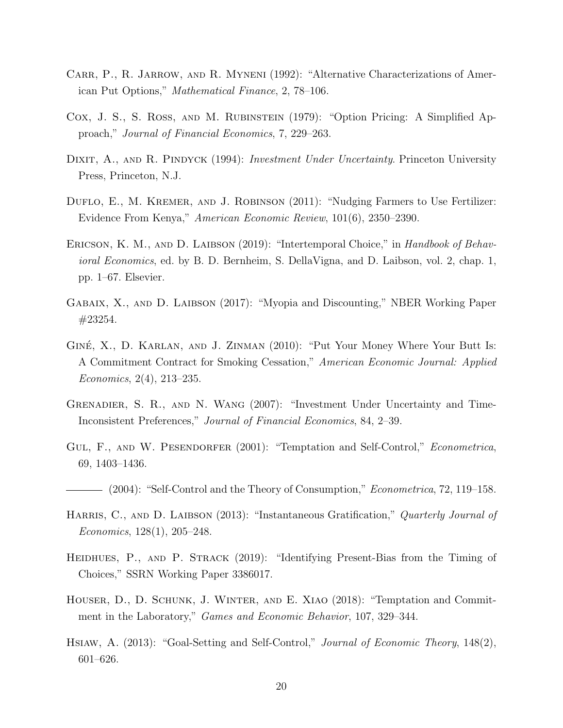Carr, P., R. Jarrow, and R. Myneni (1992): "Alternative Characterizations of American Put Options," *Mathematical Finance*, 2, 78–106.

Cox, J. S., S. Ross, and M. Rubinstein (1979): "Option Pricing: A Simplified Approach," *Journal of Financial Economics*, 7, 229–263.

Dixit, A., and R. Pindyck (1994): *Investment Under Uncertainty*. Princeton University Press, Princeton, N.J.

Duflo, E., M. Kremer, and J. Robinson (2011): "Nudging Farmers to Use Fertilizer: Evidence From Kenya," *American Economic Review*, 101(6), 2350–2390.

Ericson, K. M., and D. Laibson (2019): "Intertemporal Choice," in *Handbook of Behavioral Economics*, ed. by B. D. Bernheim, S. DellaVigna, and D. Laibson, vol. 2, chap. 1, pp. 1–67. Elsevier.

Gabaix, X., and D. Laibson (2017): "Myopia and Discounting," NBER Working Paper #23254.

Giné, X., D. Karlan, and J. Zinman (2010): "Put Your Money Where Your Butt Is: A Commitment Contract for Smoking Cessation," *American Economic Journal: Applied Economics*, 2(4), 213–235.

Grenadier, S. R., and N. Wang (2007): "Investment Under Uncertainty and Time-Inconsistent Preferences," *Journal of Financial Economics*, 84, 2–39.

Gul, F., and W. Pesendorfer (2001): "Temptation and Self-Control," *Econometrica*, 69, 1403–1436.

——— (2004): "Self-Control and the Theory of Consumption," *Econometrica*, 72, 119–158.

Harris, C., and D. Laibson (2013): "Instantaneous Gratification," *Quarterly Journal of Economics*, 128(1), 205–248.

Heidhues, P., and P. Strack (2019): "Identifying Present-Bias from the Timing of Choices," SSRN Working Paper 3386017.

Houser, D., D. Schunk, J. Winter, and E. Xiao (2018): "Temptation and Commitment in the Laboratory," *Games and Economic Behavior*, 107, 329–344.

Hsiaw, A. (2013): "Goal-Setting and Self-Control," *Journal of Economic Theory*, 148(2), 601–626.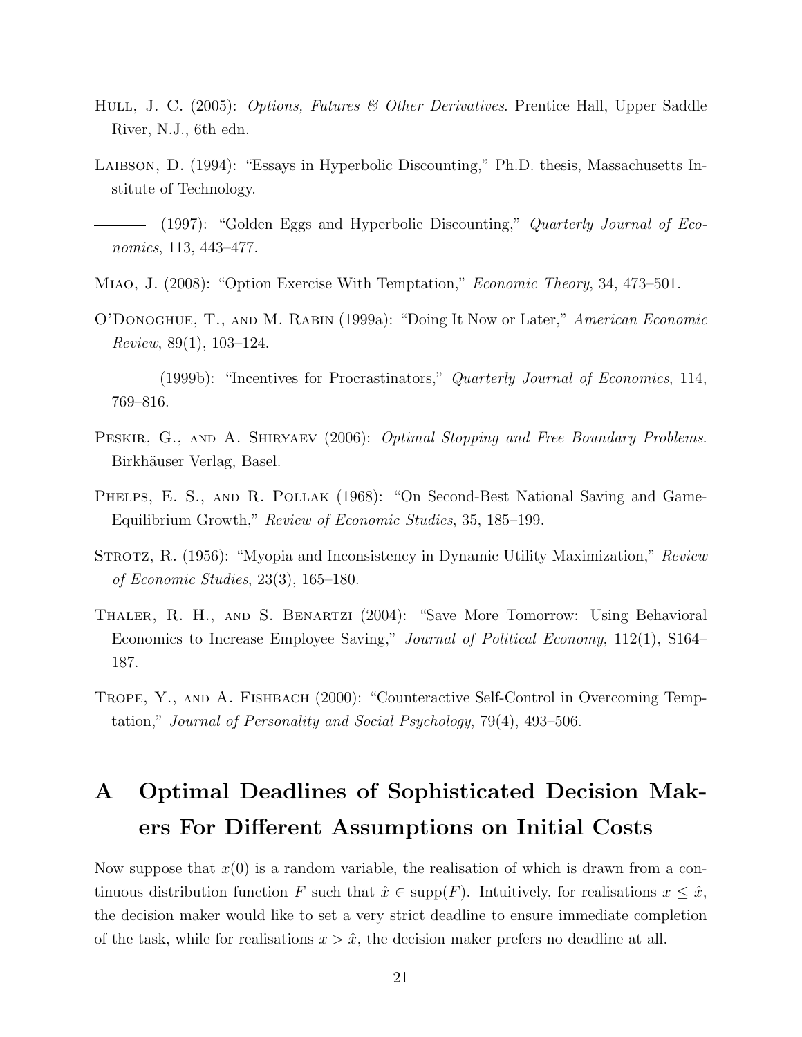Hull, J. C. (2005): *Options, Futures & Other Derivatives*. Prentice Hall, Upper Saddle River, N.J., 6th edn.

Laibson, D. (1994): "Essays in Hyperbolic Discounting," Ph.D. thesis, Massachusetts Institute of Technology.

——— (1997): "Golden Eggs and Hyperbolic Discounting," *Quarterly Journal of Economics*, 113, 443–477.

Miao, J. (2008): "Option Exercise With Temptation," *Economic Theory*, 34, 473–501.

O'Donoghue, T., and M. Rabin (1999a): "Doing It Now or Later," *American Economic Review*, 89(1), 103–124.

——— (1999b): "Incentives for Procrastinators," *Quarterly Journal of Economics*, 114, 769–816.

Peskir, G., and A. Shiryaev (2006): *Optimal Stopping and Free Boundary Problems*. Birkhäuser Verlag, Basel.

Phelps, E. S., and R. Pollak (1968): "On Second-Best National Saving and Game-Equilibrium Growth," *Review of Economic Studies*, 35, 185–199.

Strotz, R. (1956): "Myopia and Inconsistency in Dynamic Utility Maximization," *Review of Economic Studies*, 23(3), 165–180.

Thaler, R. H., and S. Benartzi (2004): "Save More Tomorrow: Using Behavioral Economics to Increase Employee Saving," *Journal of Political Economy*, 112(1), S164–187.

Trope, Y., and A. Fishbach (2000): "Counteractive Self-Control in Overcoming Temptation," *Journal of Personality and Social Psychology*, 79(4), 493–506.

# A Optimal Deadlines of Sophisticated Decision Makers For Different Assumptions on Initial Costs

Now suppose that $x(0)$ is a random variable, the realisation of which is drawn from a continuous distribution function $F$ such that $\hat{x} \in \text{supp}(F)$. Intuitively, for realisations $x \leq \hat{x}$, the decision maker would like to set a very strict deadline to ensure immediate completion of the task, while for realisations $x > \hat{x}$, the decision maker prefers no deadline at all.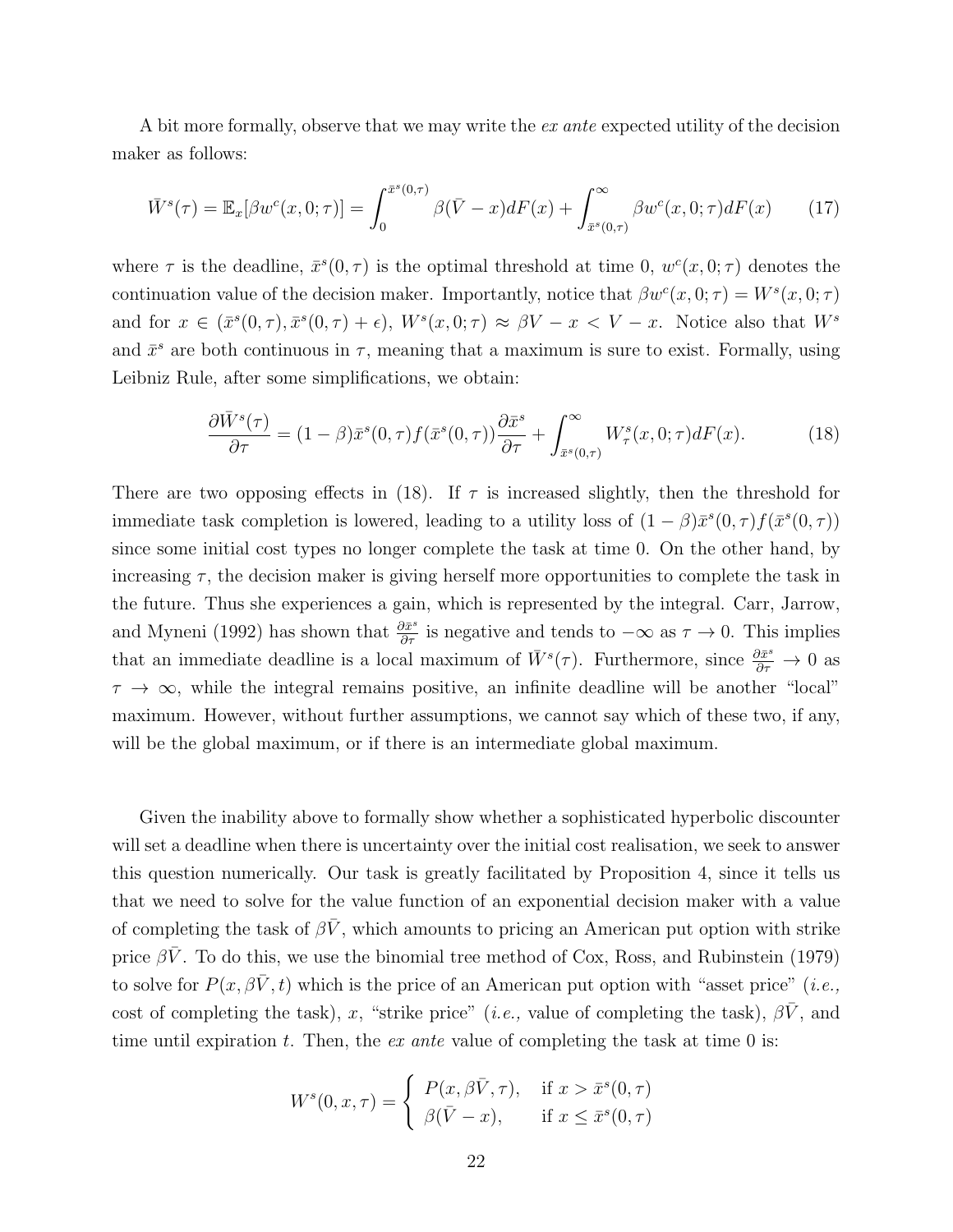A bit more formally, observe that we may write the *ex ante* expected utility of the decision maker as follows:

$$\bar{W}^s(\tau) = \mathbb{E}_x[\beta w^c(x,0;\tau)] = \int_0^{\bar{x}^s(0,\tau)} \beta(\bar{V} - x)dF(x) + \int_{\bar{x}^s(0,\tau)}^{\infty} \beta w^c(x,0;\tau)dF(x) \tag{17}$$

where $\tau$ is the deadline, $\bar{x}^s(0,\tau)$ is the optimal threshold at time 0, $w^c(x,0;\tau)$ denotes the continuation value of the decision maker. Importantly, notice that $\beta w^c(x,0;\tau) = W^s(x,0;\tau)$ and for $x \in (\bar{x}^s(0,\tau), \bar{x}^s(0,\tau)+\epsilon)$, $W^s(x,0;\tau) \approx \beta V - x < V - x$. Notice also that $W^s$ and $\bar{x}^s$ are both continuous in $\tau$, meaning that a maximum is sure to exist. Formally, using Leibniz Rule, after some simplifications, we obtain:

$$\frac{\partial \bar{W}^s(\tau)}{\partial \tau} = (1-\beta)\bar{x}^s(0,\tau)f(\bar{x}^s(0,\tau))\frac{\partial \bar{x}^s}{\partial \tau} + \int_{\bar{x}^s(0,\tau)}^{\infty} W_\tau^s(x,0;\tau)dF(x). \tag{18}$$

There are two opposing effects in (18). If $\tau$ is increased slightly, then the threshold for immediate task completion is lowered, leading to a utility loss of $(1-\beta)\bar{x}^s(0,\tau)f(\bar{x}^s(0,\tau))$ since some initial cost types no longer complete the task at time 0. On the other hand, by increasing $\tau$, the decision maker is giving herself more opportunities to complete the task in the future. Thus she experiences a gain, which is represented by the integral. Carr, Jarrow, and Myneni (1992) has shown that $\frac{\partial \bar{x}^s}{\partial \tau}$ is negative and tends to $-\infty$ as $\tau \to 0$. This implies that an immediate deadline is a local maximum of $\bar{W}^s(\tau)$. Furthermore, since $\frac{\partial \bar{x}^s}{\partial \tau} \to 0$ as $\tau \to \infty$, while the integral remains positive, an infinite deadline will be another "local" maximum. However, without further assumptions, we cannot say which of these two, if any, will be the global maximum, or if there is an intermediate global maximum.

Given the inability above to formally show whether a sophisticated hyperbolic discounter will set a deadline when there is uncertainty over the initial cost realisation, we seek to answer this question numerically. Our task is greatly facilitated by Proposition 4, since it tells us that we need to solve for the value function of an exponential decision maker with a value of completing the task of $\beta\bar{V}$, which amounts to pricing an American put option with strike price $\beta\bar{V}$. To do this, we use the binomial tree method of Cox, Ross, and Rubinstein (1979) to solve for $P(x, \beta\bar{V}, t)$ which is the price of an American put option with "asset price" (*i.e.,* cost of completing the task), $x$, "strike price" (*i.e.,* value of completing the task), $\beta\bar{V}$, and time until expiration $t$. Then, the *ex ante* value of completing the task at time 0 is:

$$W^s(0,x,\tau) = \begin{cases} P(x, \beta\bar{V}, \tau), & \text{if } x > \bar{x}^s(0,\tau) \\ \beta(\bar{V} - x), & \text{if } x \leq \bar{x}^s(0,\tau) \end{cases}$$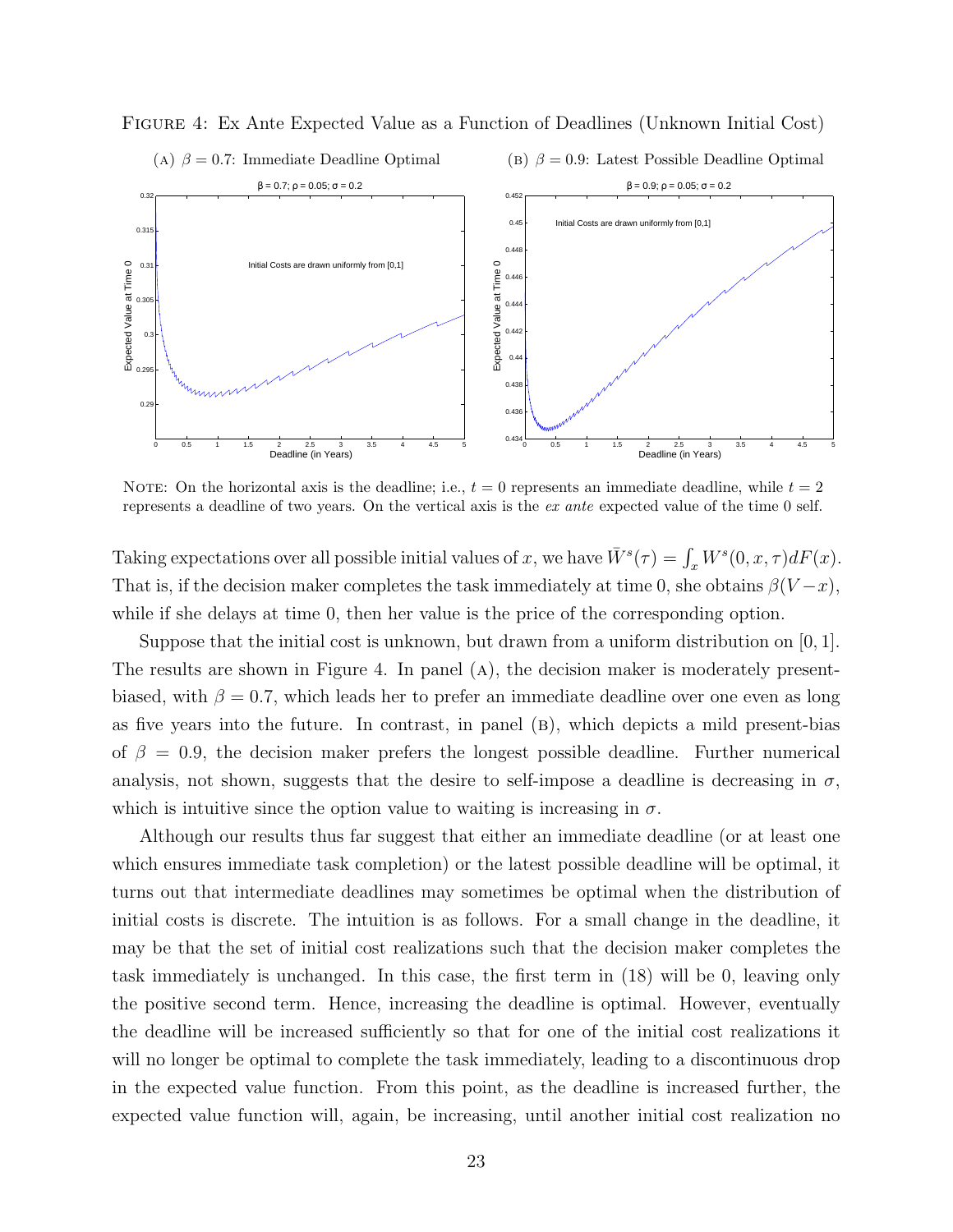Figure 4: Ex Ante Expected Value as a Function of Deadlines (Unknown Initial Cost)

(A) $\beta = 0.7$: Immediate Deadline Optimal

(B) $\beta = 0.9$: Latest Possible Deadline Optimal

Note: On the horizontal axis is the deadline; i.e., $t = 0$ represents an immediate deadline, while $t = 2$ represents a deadline of two years. On the vertical axis is the *ex ante* expected value of the time 0 self.

Taking expectations over all possible initial values of $x$, we have $\bar{W}^s(\tau) = \int_x W^s(0, x, \tau) dF(x)$. That is, if the decision maker completes the task immediately at time 0, she obtains $\beta(V - x)$, while if she delays at time 0, then her value is the price of the corresponding option.

Suppose that the initial cost is unknown, but drawn from a uniform distribution on $[0, 1]$. The results are shown in Figure 4. In panel (A), the decision maker is moderately present-biased, with $\beta = 0.7$, which leads her to prefer an immediate deadline over one even as long as five years into the future. In contrast, in panel (B), which depicts a mild present-bias of $\beta = 0.9$, the decision maker prefers the longest possible deadline. Further numerical analysis, not shown, suggests that the desire to self-impose a deadline is decreasing in $\sigma$, which is intuitive since the option value to waiting is increasing in $\sigma$.

Although our results thus far suggest that either an immediate deadline (or at least one which ensures immediate task completion) or the latest possible deadline will be optimal, it turns out that intermediate deadlines may sometimes be optimal when the distribution of initial costs is discrete. The intuition is as follows. For a small change in the deadline, it may be that the set of initial cost realizations such that the decision maker completes the task immediately is unchanged. In this case, the first term in (18) will be 0, leaving only the positive second term. Hence, increasing the deadline is optimal. However, eventually the deadline will be increased sufficiently so that for one of the initial cost realizations it will no longer be optimal to complete the task immediately, leading to a discontinuous drop in the expected value function. From this point, as the deadline is increased further, the expected value function will, again, be increasing, until another initial cost realization no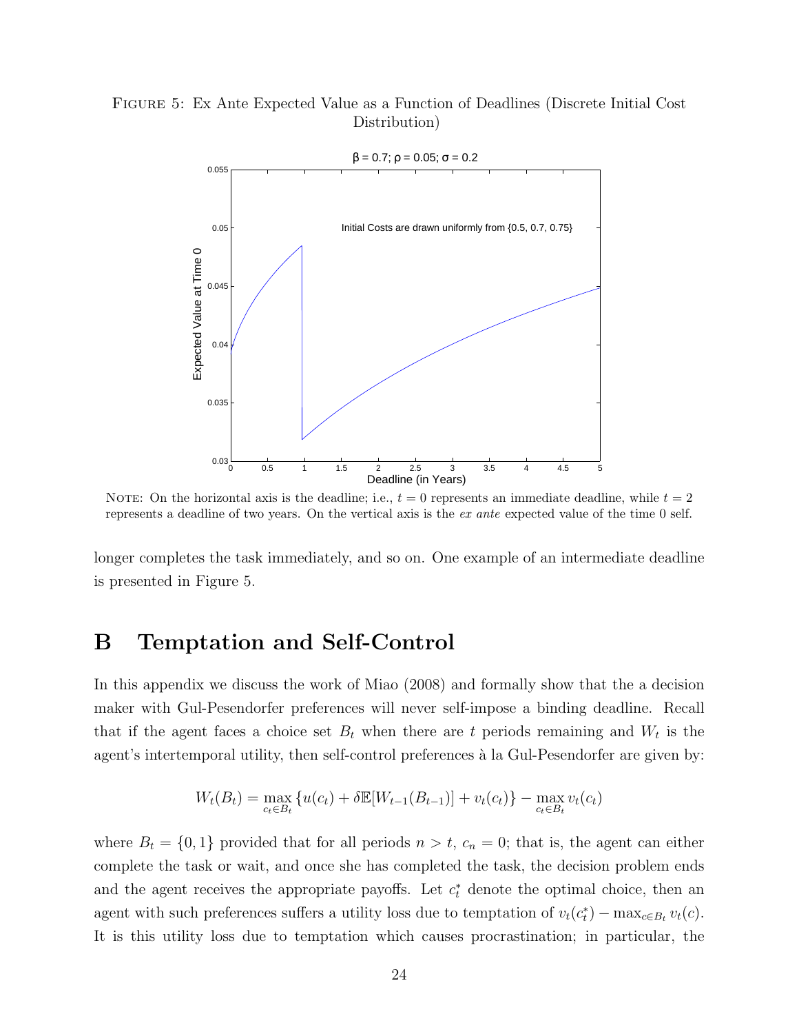FIGURE 5: Ex Ante Expected Value as a Function of Deadlines (Discrete Initial Cost Distribution)

NOTE: On the horizontal axis is the deadline; i.e., $t = 0$ represents an immediate deadline, while $t = 2$ represents a deadline of two years. On the vertical axis is the *ex ante* expected value of the time 0 self.

longer completes the task immediately, and so on. One example of an intermediate deadline is presented in Figure 5.

# B Temptation and Self-Control

In this appendix we discuss the work of Miao (2008) and formally show that the a decision maker with Gul-Pesendorfer preferences will never self-impose a binding deadline. Recall that if the agent faces a choice set $B_t$ when there are $t$ periods remaining and $W_t$ is the agent's intertemporal utility, then self-control preferences à la Gul-Pesendorfer are given by:

$$W_t(B_t) = \max_{c_t \in B_t} \{u(c_t) + \delta \mathbb{E}[W_{t-1}(B_{t-1})] + v_t(c_t)\} - \max_{c_t \in B_t} v_t(c_t)$$

where $B_t = \{0, 1\}$ provided that for all periods $n > t$, $c_n = 0$; that is, the agent can either complete the task or wait, and once she has completed the task, the decision problem ends and the agent receives the appropriate payoffs. Let $c_t^*$ denote the optimal choice, then an agent with such preferences suffers a utility loss due to temptation of $v_t(c_t^*) - \max_{c \in B_t} v_t(c)$. It is this utility loss due to temptation which causes procrastination; in particular, the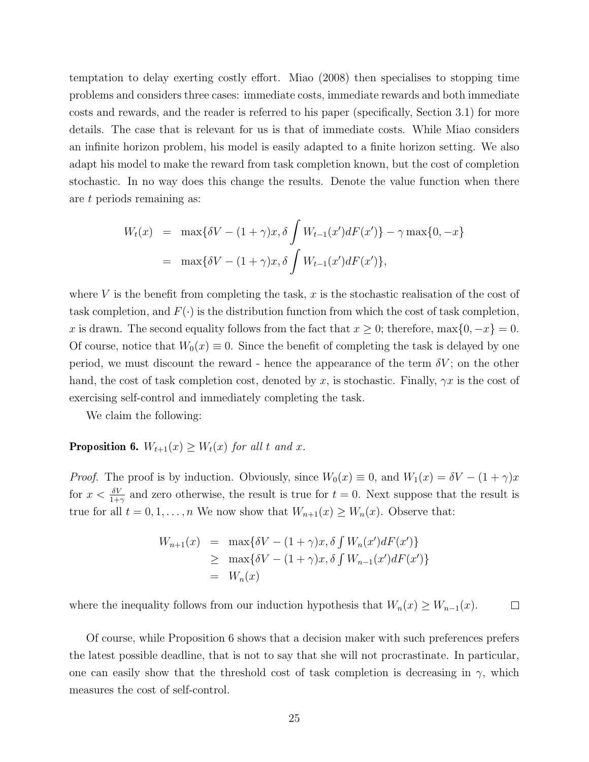temptation to delay exerting costly effort. Miao (2008) then specialises to stopping time problems and considers three cases: immediate costs, immediate rewards and both immediate costs and rewards, and the reader is referred to his paper (specifically, Section 3.1) for more details. The case that is relevant for us is that of immediate costs. While Miao considers an infinite horizon problem, his model is easily adapted to a finite horizon setting. We also adapt his model to make the reward from task completion known, but the cost of completion stochastic. In no way does this change the results. Denote the value function when there are $t$ periods remaining as:

$$
\begin{aligned}
W_t(x) &= \max\{\delta V - (1+\gamma)x, \delta \int W_{t-1}(x')dF(x')\} - \gamma \max\{0, -x\} \\
&= \max\{\delta V - (1+\gamma)x, \delta \int W_{t-1}(x')dF(x')\},
\end{aligned}
$$

where $V$ is the benefit from completing the task, $x$ is the stochastic realisation of the cost of task completion, and $F(\cdot)$ is the distribution function from which the cost of task completion, $x$ is drawn. The second equality follows from the fact that $x \geq 0$; therefore, $\max\{0, -x\} = 0$. Of course, notice that $W_0(x) \equiv 0$. Since the benefit of completing the task is delayed by one period, we must discount the reward - hence the appearance of the term $\delta V$; on the other hand, the cost of task completion cost, denoted by $x$, is stochastic. Finally, $\gamma x$ is the cost of exercising self-control and immediately completing the task.

We claim the following:

**Proposition 6.** *$W_{t+1}(x) \geq W_t(x)$ for all $t$ and $x$.*

*Proof.* The proof is by induction. Obviously, since $W_0(x) \equiv 0$, and $W_1(x) = \delta V - (1+\gamma)x$ for $x < \frac{\delta V}{1+\gamma}$ and zero otherwise, the result is true for $t = 0$. Next suppose that the result is true for all $t = 0, 1, \ldots, n$ We now show that $W_{n+1}(x) \geq W_n(x)$. Observe that:

$$
\begin{aligned}
W_{n+1}(x) &= \max\{\delta V - (1+\gamma)x, \delta \textstyle\int W_n(x')dF(x')\} \\
&\geq \max\{\delta V - (1+\gamma)x, \delta \textstyle\int W_{n-1}(x')dF(x')\} \\
&= W_n(x)
\end{aligned}
$$

where the inequality follows from our induction hypothesis that $W_n(x) \geq W_{n-1}(x)$. □

Of course, while Proposition 6 shows that a decision maker with such preferences prefers the latest possible deadline, that is not to say that she will not procrastinate. In particular, one can easily show that the threshold cost of task completion is decreasing in $\gamma$, which measures the cost of self-control.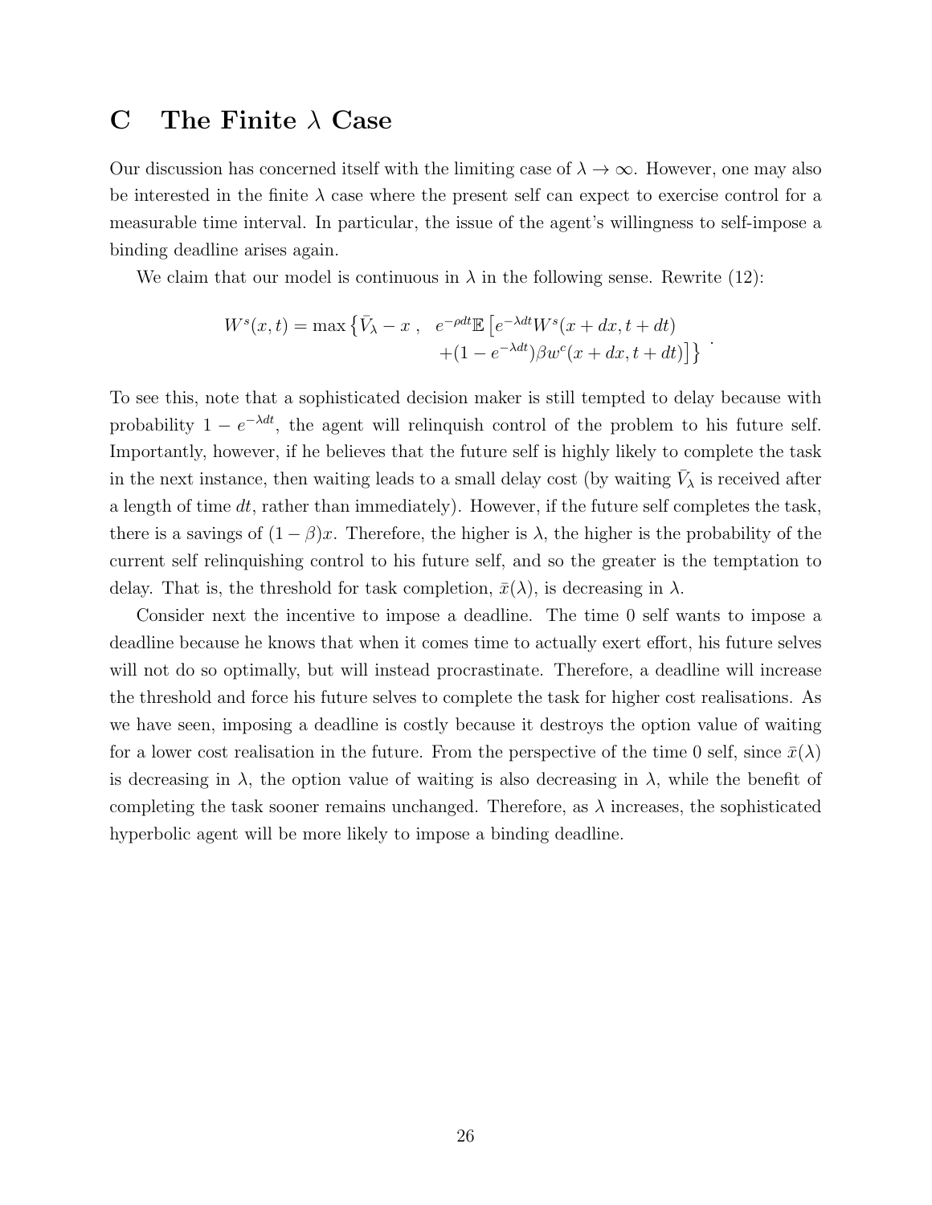# C The Finite $\lambda$ Case

Our discussion has concerned itself with the limiting case of $\lambda \to \infty$. However, one may also be interested in the finite $\lambda$ case where the present self can expect to exercise control for a measurable time interval. In particular, the issue of the agent's willingness to self-impose a binding deadline arises again.

We claim that our model is continuous in $\lambda$ in the following sense. Rewrite (12):

$$W^s(x,t) = \max\left\{\bar{V}_\lambda - x\ ,\quad e^{-\rho dt}\mathbb{E}\left[e^{-\lambda dt}W^s(x+dx,t+dt) \right.\right.$$
$$\left.\left. +(1-e^{-\lambda dt})\beta w^c(x+dx,t+dt)\right]\right\}.$$

To see this, note that a sophisticated decision maker is still tempted to delay because with probability $1-e^{-\lambda dt}$, the agent will relinquish control of the problem to his future self. Importantly, however, if he believes that the future self is highly likely to complete the task in the next instance, then waiting leads to a small delay cost (by waiting $\bar{V}_\lambda$ is received after a length of time $dt$, rather than immediately). However, if the future self completes the task, there is a savings of $(1-\beta)x$. Therefore, the higher is $\lambda$, the higher is the probability of the current self relinquishing control to his future self, and so the greater is the temptation to delay. That is, the threshold for task completion, $\bar{x}(\lambda)$, is decreasing in $\lambda$.

Consider next the incentive to impose a deadline. The time 0 self wants to impose a deadline because he knows that when it comes time to actually exert effort, his future selves will not do so optimally, but will instead procrastinate. Therefore, a deadline will increase the threshold and force his future selves to complete the task for higher cost realisations. As we have seen, imposing a deadline is costly because it destroys the option value of waiting for a lower cost realisation in the future. From the perspective of the time 0 self, since $\bar{x}(\lambda)$ is decreasing in $\lambda$, the option value of waiting is also decreasing in $\lambda$, while the benefit of completing the task sooner remains unchanged. Therefore, as $\lambda$ increases, the sophisticated hyperbolic agent will be more likely to impose a binding deadline.